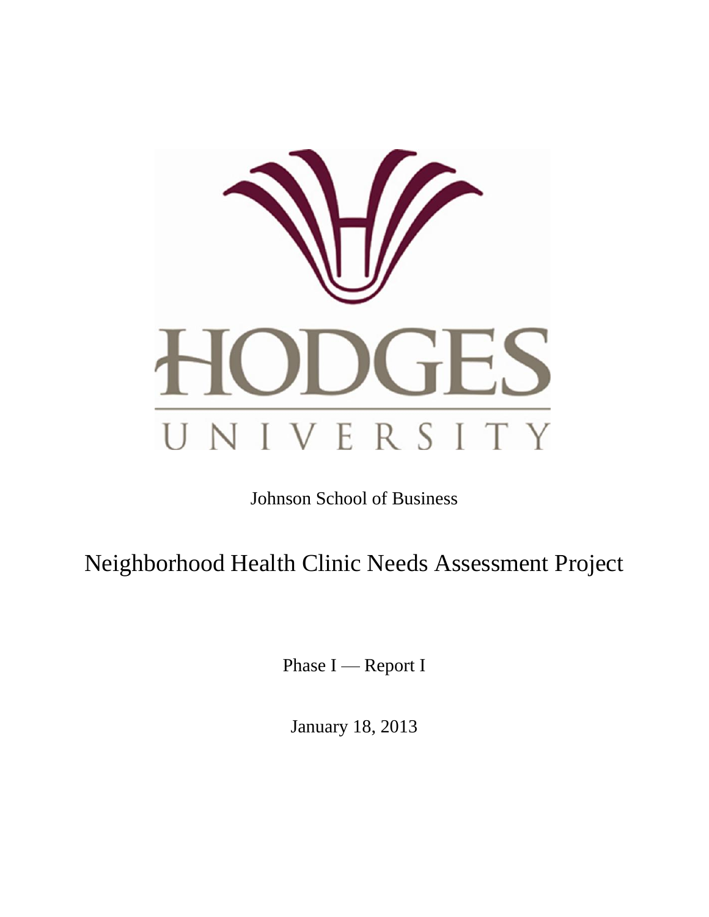HODGES UNIVERSITY

Johnson School of Business

# Neighborhood Health Clinic Needs Assessment Project

Phase I — Report I

January 18, 2013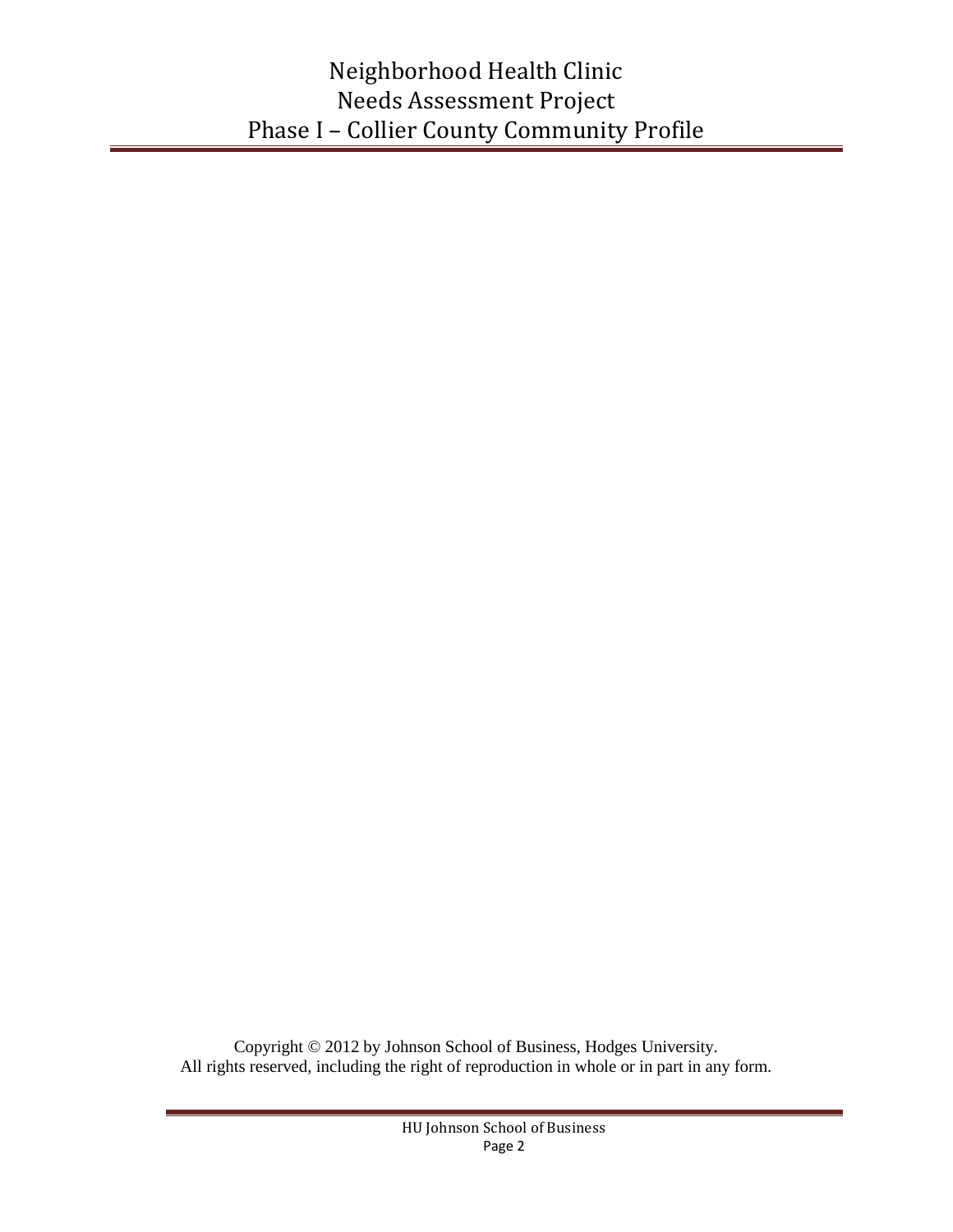Copyright © 2012 by Johnson School of Business, Hodges University.
All rights reserved, including the right of reproduction in whole or in part in any form.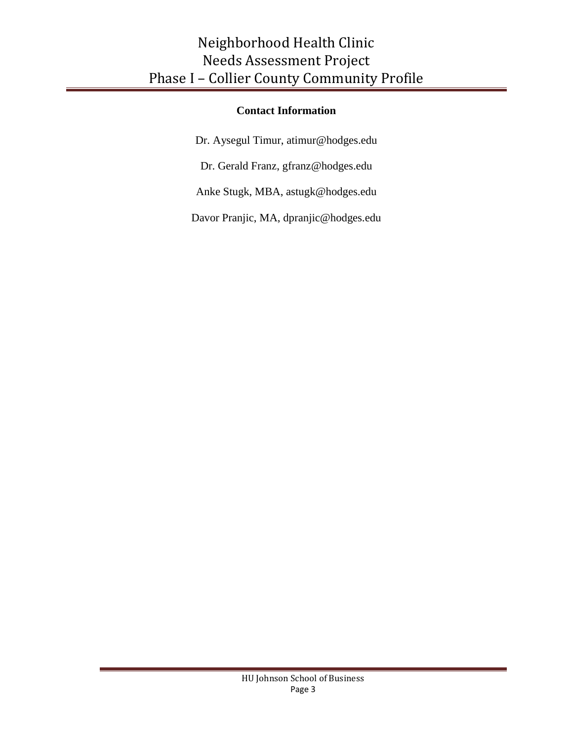## Contact Information

Dr. Aysegul Timur, atimur@hodges.edu

Dr. Gerald Franz, gfranz@hodges.edu

Anke Stugk, MBA, astugk@hodges.edu

Davor Pranjic, MA, dpranjic@hodges.edu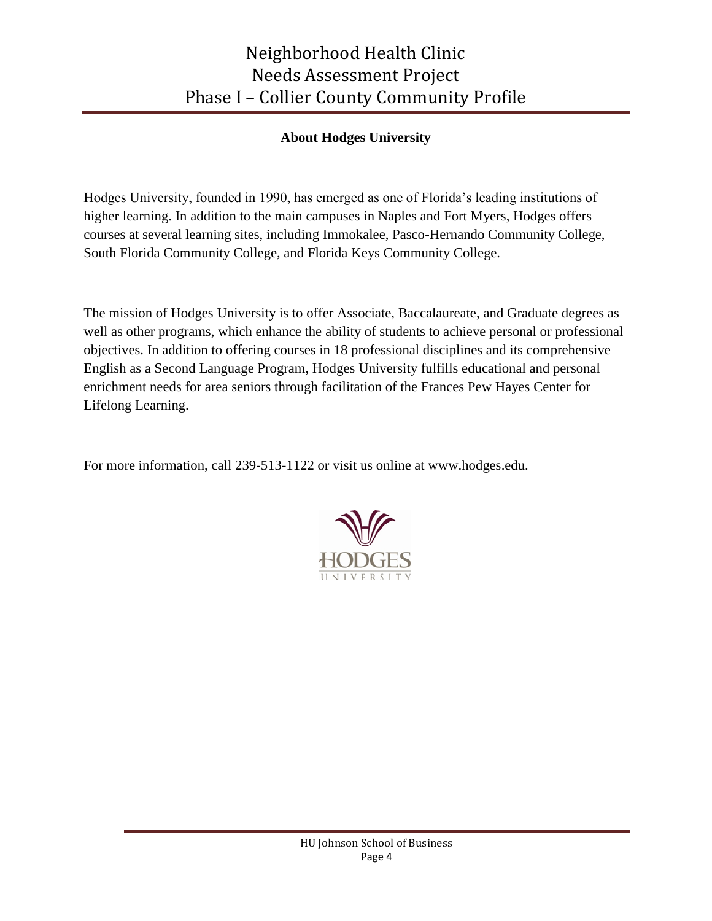## About Hodges University

Hodges University, founded in 1990, has emerged as one of Florida's leading institutions of higher learning. In addition to the main campuses in Naples and Fort Myers, Hodges offers courses at several learning sites, including Immokalee, Pasco-Hernando Community College, South Florida Community College, and Florida Keys Community College.

The mission of Hodges University is to offer Associate, Baccalaureate, and Graduate degrees as well as other programs, which enhance the ability of students to achieve personal or professional objectives. In addition to offering courses in 18 professional disciplines and its comprehensive English as a Second Language Program, Hodges University fulfills educational and personal enrichment needs for area seniors through facilitation of the Frances Pew Hayes Center for Lifelong Learning.

For more information, call 239-513-1122 or visit us online at www.hodges.edu.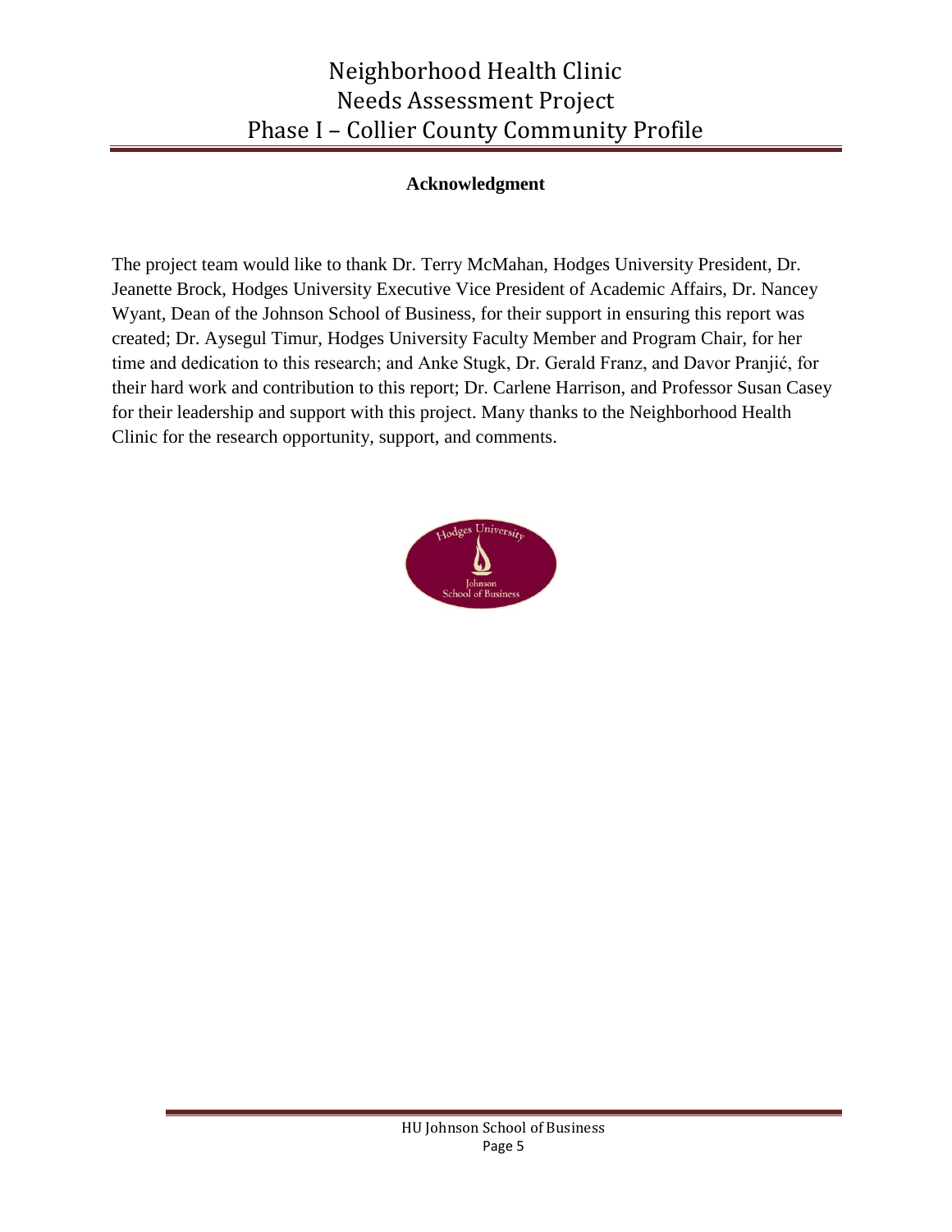## Acknowledgment

The project team would like to thank Dr. Terry McMahan, Hodges University President, Dr. Jeanette Brock, Hodges University Executive Vice President of Academic Affairs, Dr. Nancey Wyant, Dean of the Johnson School of Business, for their support in ensuring this report was created; Dr. Aysegul Timur, Hodges University Faculty Member and Program Chair, for her time and dedication to this research; and Anke Stugk, Dr. Gerald Franz, and Davor Pranjić, for their hard work and contribution to this report; Dr. Carlene Harrison, and Professor Susan Casey for their leadership and support with this project. Many thanks to the Neighborhood Health Clinic for the research opportunity, support, and comments.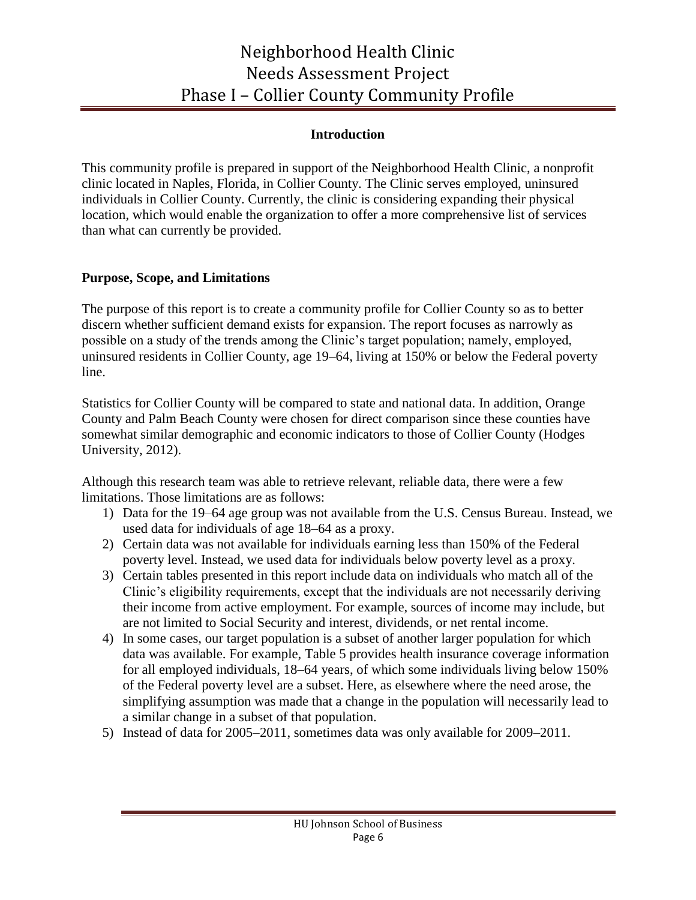## Introduction

This community profile is prepared in support of the Neighborhood Health Clinic, a nonprofit clinic located in Naples, Florida, in Collier County. The Clinic serves employed, uninsured individuals in Collier County. Currently, the clinic is considering expanding their physical location, which would enable the organization to offer a more comprehensive list of services than what can currently be provided.

## Purpose, Scope, and Limitations

The purpose of this report is to create a community profile for Collier County so as to better discern whether sufficient demand exists for expansion. The report focuses as narrowly as possible on a study of the trends among the Clinic's target population; namely, employed, uninsured residents in Collier County, age 19–64, living at 150% or below the Federal poverty line.

Statistics for Collier County will be compared to state and national data. In addition, Orange County and Palm Beach County were chosen for direct comparison since these counties have somewhat similar demographic and economic indicators to those of Collier County (Hodges University, 2012).

Although this research team was able to retrieve relevant, reliable data, there were a few limitations. Those limitations are as follows:

1) Data for the 19–64 age group was not available from the U.S. Census Bureau. Instead, we used data for individuals of age 18–64 as a proxy.
2) Certain data was not available for individuals earning less than 150% of the Federal poverty level. Instead, we used data for individuals below poverty level as a proxy.
3) Certain tables presented in this report include data on individuals who match all of the Clinic's eligibility requirements, except that the individuals are not necessarily deriving their income from active employment. For example, sources of income may include, but are not limited to Social Security and interest, dividends, or net rental income.
4) In some cases, our target population is a subset of another larger population for which data was available. For example, Table 5 provides health insurance coverage information for all employed individuals, 18–64 years, of which some individuals living below 150% of the Federal poverty level are a subset. Here, as elsewhere where the need arose, the simplifying assumption was made that a change in the population will necessarily lead to a similar change in a subset of that population.
5) Instead of data for 2005–2011, sometimes data was only available for 2009–2011.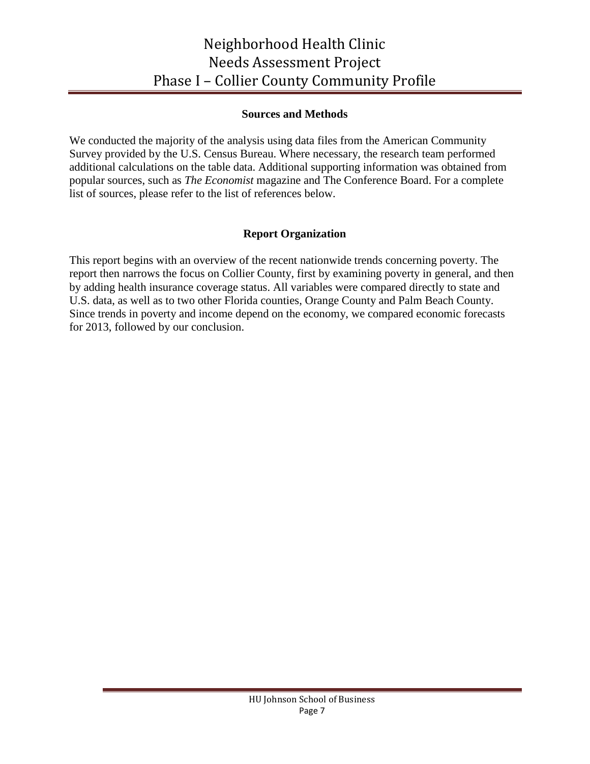## Sources and Methods

We conducted the majority of the analysis using data files from the American Community Survey provided by the U.S. Census Bureau. Where necessary, the research team performed additional calculations on the table data. Additional supporting information was obtained from popular sources, such as *The Economist* magazine and The Conference Board. For a complete list of sources, please refer to the list of references below.

## Report Organization

This report begins with an overview of the recent nationwide trends concerning poverty. The report then narrows the focus on Collier County, first by examining poverty in general, and then by adding health insurance coverage status. All variables were compared directly to state and U.S. data, as well as to two other Florida counties, Orange County and Palm Beach County. Since trends in poverty and income depend on the economy, we compared economic forecasts for 2013, followed by our conclusion.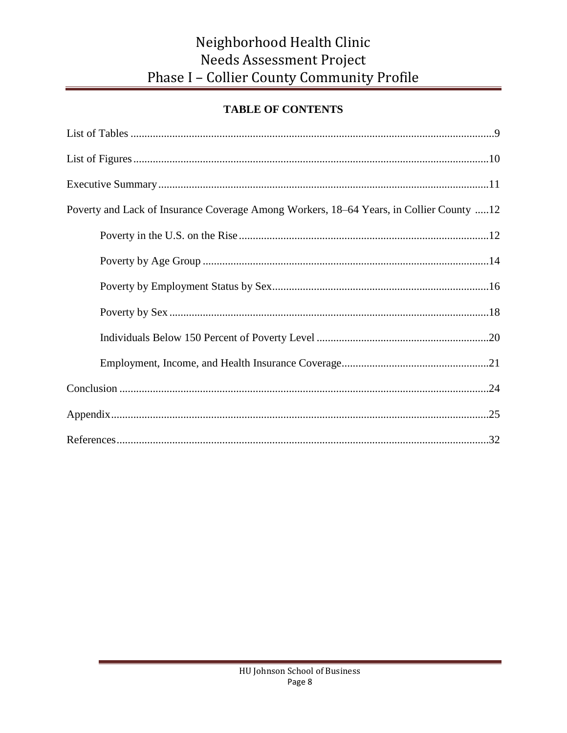## TABLE OF CONTENTS

List of Tables .......................................................................................................................9

List of Figures.......................................................................................................................10

Executive Summary ..............................................................................................................11

Poverty and Lack of Insurance Coverage Among Workers, 18–64 Years, in Collier County .....12

- Poverty in the U.S. on the Rise .........................................................................................12
- Poverty by Age Group .......................................................................................................14
- Poverty by Employment Status by Sex..............................................................................16
- Poverty by Sex ...................................................................................................................18
- Individuals Below 150 Percent of Poverty Level ..............................................................20
- Employment, Income, and Health Insurance Coverage.....................................................21

Conclusion ...........................................................................................................................24

Appendix..............................................................................................................................25

References.............................................................................................................................32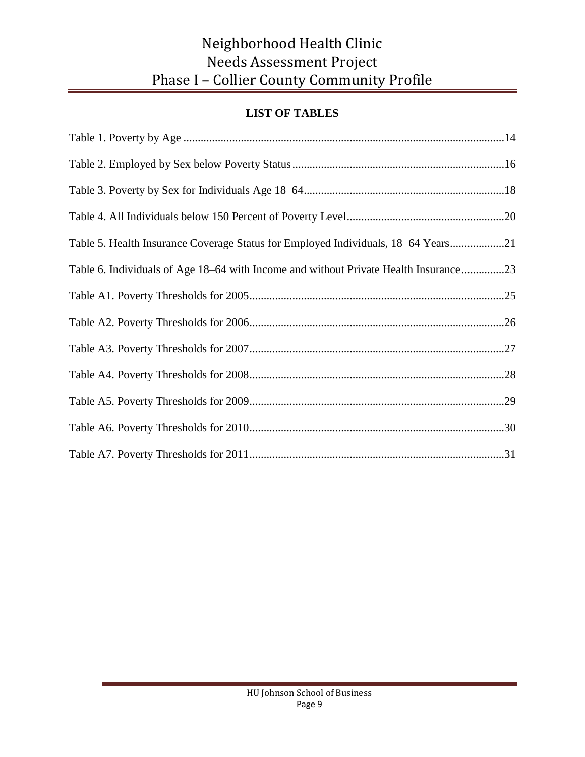## LIST OF TABLES

Table 1. Poverty by Age ..........14

Table 2. Employed by Sex below Poverty Status ..........16

Table 3. Poverty by Sex for Individuals Age 18–64 ..........18

Table 4. All Individuals below 150 Percent of Poverty Level ..........20

Table 5. Health Insurance Coverage Status for Employed Individuals, 18–64 Years ..........21

Table 6. Individuals of Age 18–64 with Income and without Private Health Insurance ..........23

Table A1. Poverty Thresholds for 2005 ..........25

Table A2. Poverty Thresholds for 2006 ..........26

Table A3. Poverty Thresholds for 2007 ..........27

Table A4. Poverty Thresholds for 2008 ..........28

Table A5. Poverty Thresholds for 2009 ..........29

Table A6. Poverty Thresholds for 2010 ..........30

Table A7. Poverty Thresholds for 2011 ..........31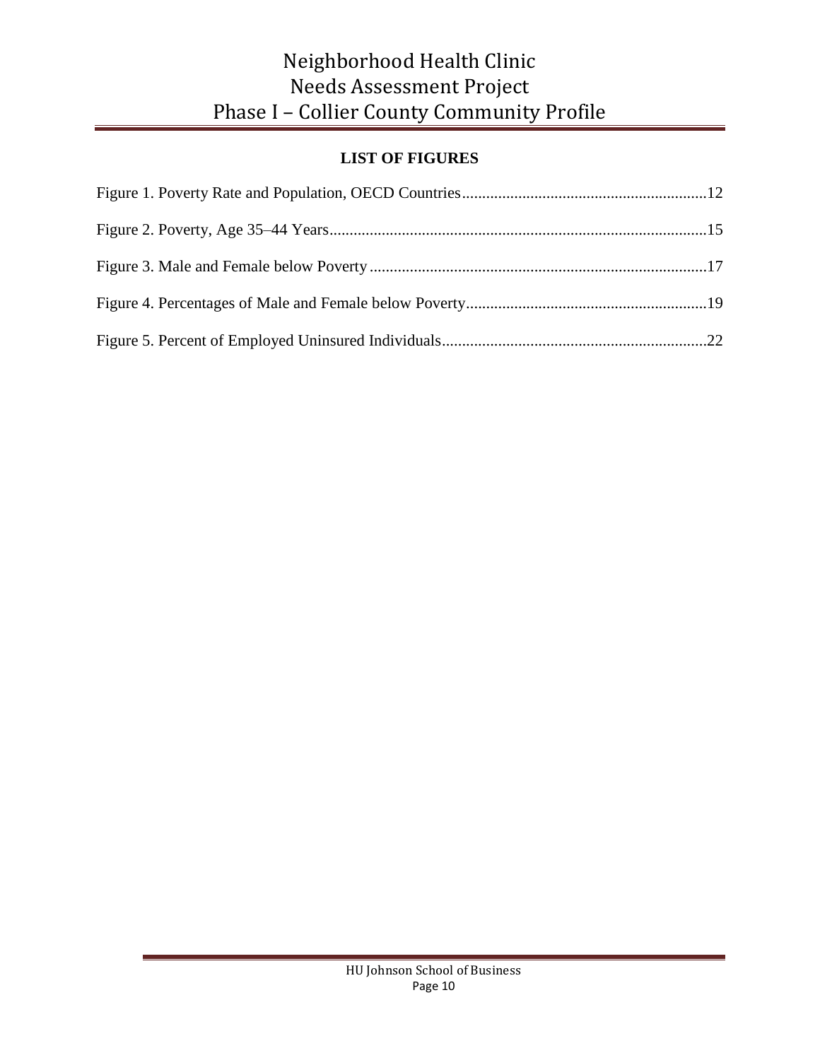## LIST OF FIGURES

Figure 1. Poverty Rate and Population, OECD Countries............................................................12

Figure 2. Poverty, Age 35–44 Years.............................................................................................15

Figure 3. Male and Female below Poverty...................................................................................17

Figure 4. Percentages of Male and Female below Poverty...........................................................19

Figure 5. Percent of Employed Uninsured Individuals.................................................................22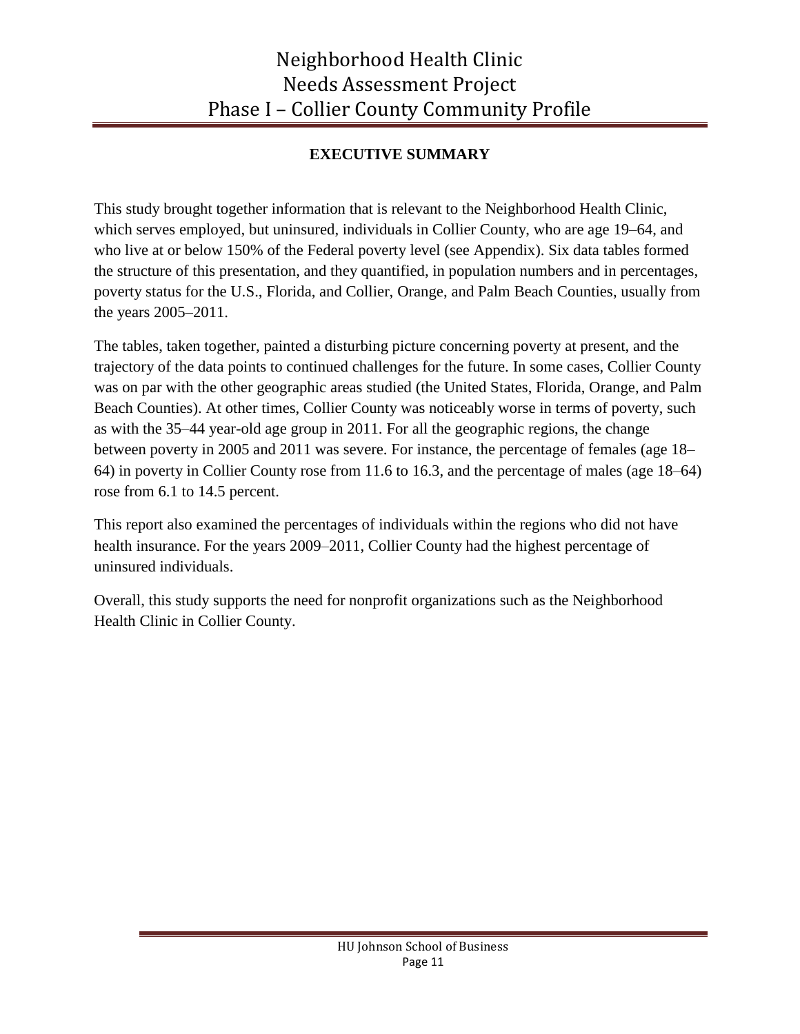## EXECUTIVE SUMMARY

This study brought together information that is relevant to the Neighborhood Health Clinic, which serves employed, but uninsured, individuals in Collier County, who are age 19–64, and who live at or below 150% of the Federal poverty level (see Appendix). Six data tables formed the structure of this presentation, and they quantified, in population numbers and in percentages, poverty status for the U.S., Florida, and Collier, Orange, and Palm Beach Counties, usually from the years 2005–2011.

The tables, taken together, painted a disturbing picture concerning poverty at present, and the trajectory of the data points to continued challenges for the future. In some cases, Collier County was on par with the other geographic areas studied (the United States, Florida, Orange, and Palm Beach Counties). At other times, Collier County was noticeably worse in terms of poverty, such as with the 35–44 year-old age group in 2011. For all the geographic regions, the change between poverty in 2005 and 2011 was severe. For instance, the percentage of females (age 18–64) in poverty in Collier County rose from 11.6 to 16.3, and the percentage of males (age 18–64) rose from 6.1 to 14.5 percent.

This report also examined the percentages of individuals within the regions who did not have health insurance. For the years 2009–2011, Collier County had the highest percentage of uninsured individuals.

Overall, this study supports the need for nonprofit organizations such as the Neighborhood Health Clinic in Collier County.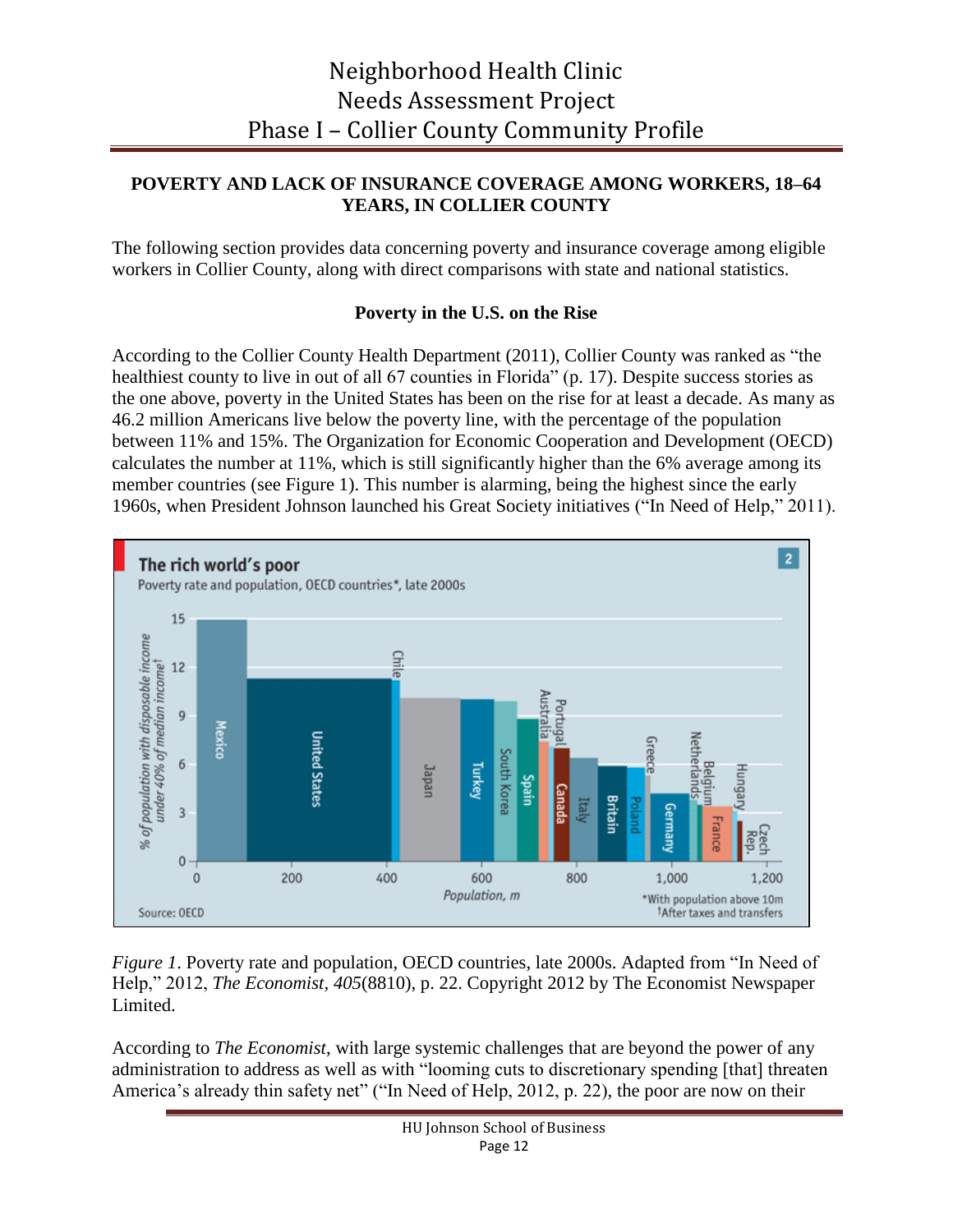**POVERTY AND LACK OF INSURANCE COVERAGE AMONG WORKERS, 18–64 YEARS, IN COLLIER COUNTY**

The following section provides data concerning poverty and insurance coverage among eligible workers in Collier County, along with direct comparisons with state and national statistics.

**Poverty in the U.S. on the Rise**

According to the Collier County Health Department (2011), Collier County was ranked as "the healthiest county to live in out of all 67 counties in Florida" (p. 17). Despite success stories as the one above, poverty in the United States has been on the rise for at least a decade. As many as 46.2 million Americans live below the poverty line, with the percentage of the population between 11% and 15%. The Organization for Economic Cooperation and Development (OECD) calculates the number at 11%, which is still significantly higher than the 6% average among its member countries (see Figure 1). This number is alarming, being the highest since the early 1960s, when President Johnson launched his Great Society initiatives ("In Need of Help," 2011).

*Figure 1*. Poverty rate and population, OECD countries, late 2000s. Adapted from "In Need of Help," 2012, *The Economist, 405*(8810), p. 22. Copyright 2012 by The Economist Newspaper Limited.

According to *The Economist*, with large systemic challenges that are beyond the power of any administration to address as well as with "looming cuts to discretionary spending [that] threaten America's already thin safety net" ("In Need of Help, 2012, p. 22), the poor are now on their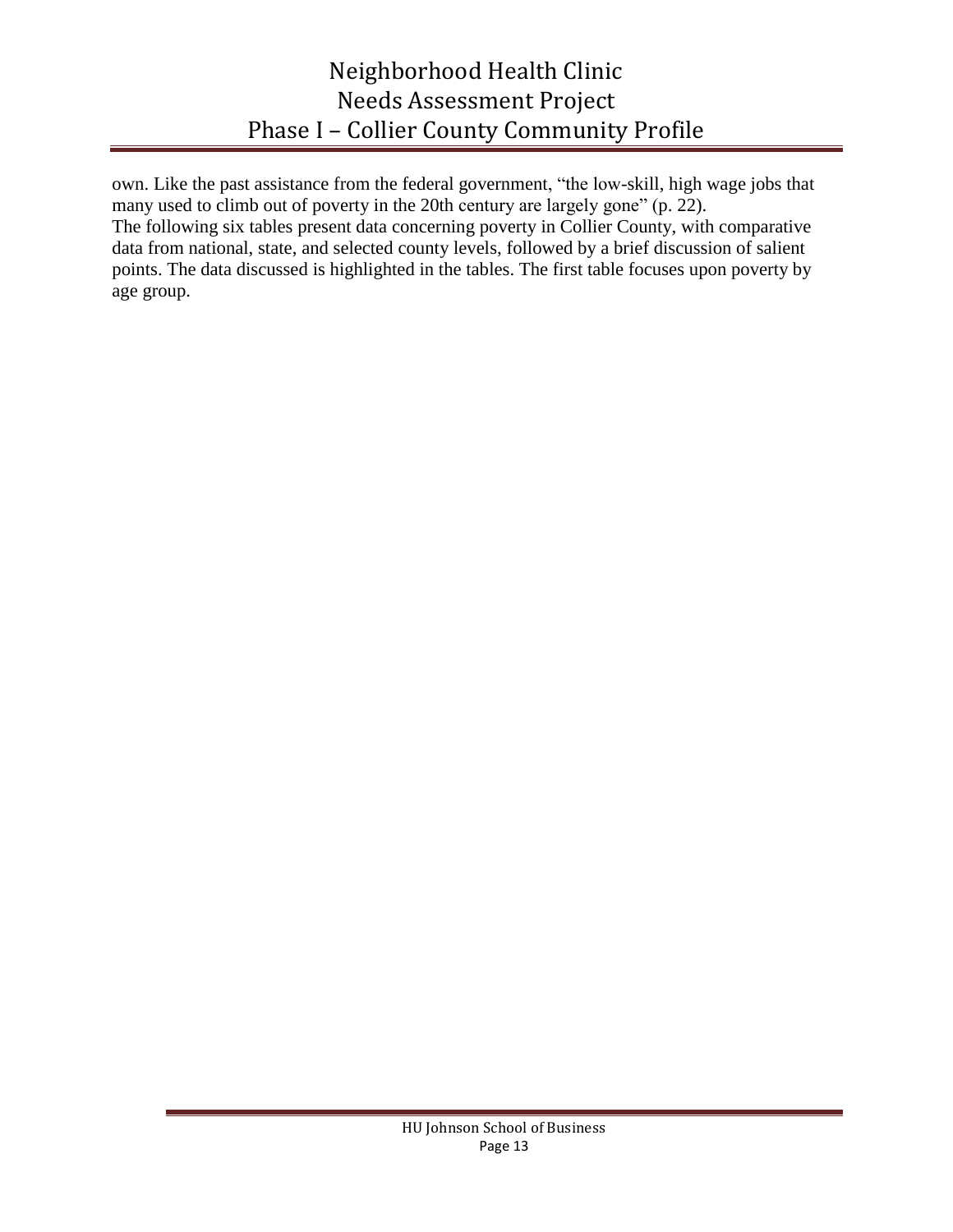own. Like the past assistance from the federal government, “the low-skill, high wage jobs that many used to climb out of poverty in the 20th century are largely gone” (p. 22).

The following six tables present data concerning poverty in Collier County, with comparative data from national, state, and selected county levels, followed by a brief discussion of salient points. The data discussed is highlighted in the tables. The first table focuses upon poverty by age group.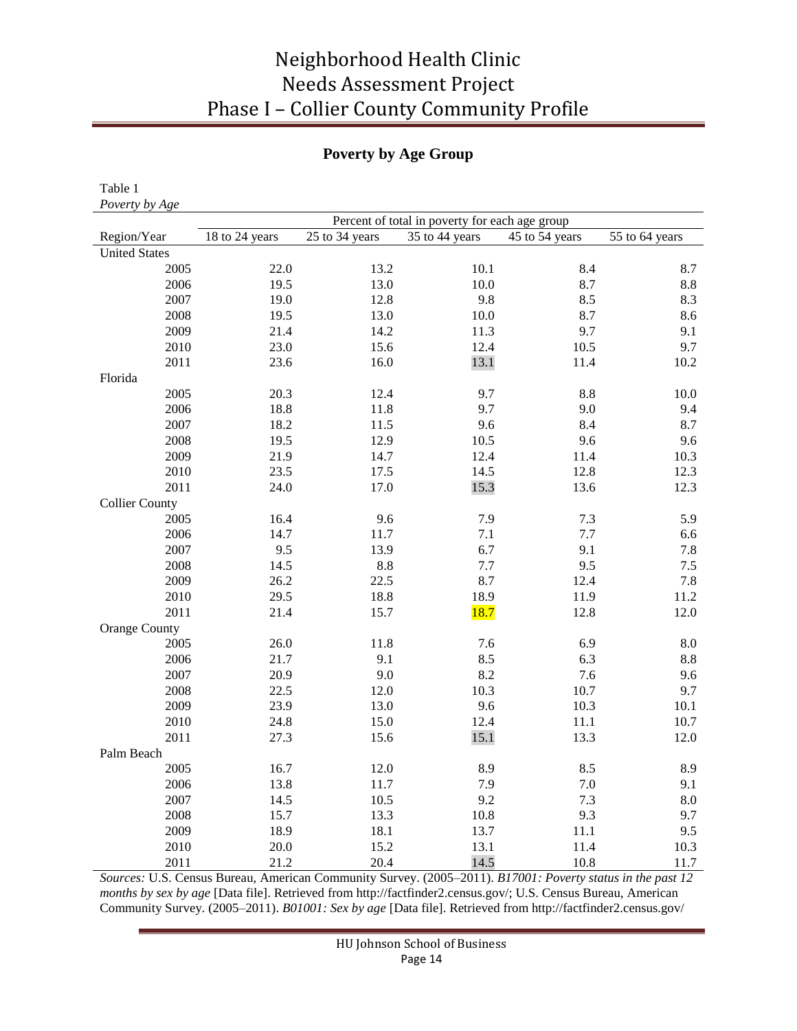## Poverty by Age Group

Table 1

*Poverty by Age*

| | Percent of total in poverty for each age group | | | | |
|---|---|---|---|---|---|
| Region/Year | 18 to 24 years | 25 to 34 years | 35 to 44 years | 45 to 54 years | 55 to 64 years |
| United States | | | | | |
| 2005 | 22.0 | 13.2 | 10.1 | 8.4 | 8.7 |
| 2006 | 19.5 | 13.0 | 10.0 | 8.7 | 8.8 |
| 2007 | 19.0 | 12.8 | 9.8 | 8.5 | 8.3 |
| 2008 | 19.5 | 13.0 | 10.0 | 8.7 | 8.6 |
| 2009 | 21.4 | 14.2 | 11.3 | 9.7 | 9.1 |
| 2010 | 23.0 | 15.6 | 12.4 | 10.5 | 9.7 |
| 2011 | 23.6 | 16.0 | 13.1 | 11.4 | 10.2 |
| Florida | | | | | |
| 2005 | 20.3 | 12.4 | 9.7 | 8.8 | 10.0 |
| 2006 | 18.8 | 11.8 | 9.7 | 9.0 | 9.4 |
| 2007 | 18.2 | 11.5 | 9.6 | 8.4 | 8.7 |
| 2008 | 19.5 | 12.9 | 10.5 | 9.6 | 9.6 |
| 2009 | 21.9 | 14.7 | 12.4 | 11.4 | 10.3 |
| 2010 | 23.5 | 17.5 | 14.5 | 12.8 | 12.3 |
| 2011 | 24.0 | 17.0 | 15.3 | 13.6 | 12.3 |
| Collier County | | | | | |
| 2005 | 16.4 | 9.6 | 7.9 | 7.3 | 5.9 |
| 2006 | 14.7 | 11.7 | 7.1 | 7.7 | 6.6 |
| 2007 | 9.5 | 13.9 | 6.7 | 9.1 | 7.8 |
| 2008 | 14.5 | 8.8 | 7.7 | 9.5 | 7.5 |
| 2009 | 26.2 | 22.5 | 8.7 | 12.4 | 7.8 |
| 2010 | 29.5 | 18.8 | 18.9 | 11.9 | 11.2 |
| 2011 | 21.4 | 15.7 | 18.7 | 12.8 | 12.0 |
| Orange County | | | | | |
| 2005 | 26.0 | 11.8 | 7.6 | 6.9 | 8.0 |
| 2006 | 21.7 | 9.1 | 8.5 | 6.3 | 8.8 |
| 2007 | 20.9 | 9.0 | 8.2 | 7.6 | 9.6 |
| 2008 | 22.5 | 12.0 | 10.3 | 10.7 | 9.7 |
| 2009 | 23.9 | 13.0 | 9.6 | 10.3 | 10.1 |
| 2010 | 24.8 | 15.0 | 12.4 | 11.1 | 10.7 |
| 2011 | 27.3 | 15.6 | 15.1 | 13.3 | 12.0 |
| Palm Beach | | | | | |
| 2005 | 16.7 | 12.0 | 8.9 | 8.5 | 8.9 |
| 2006 | 13.8 | 11.7 | 7.9 | 7.0 | 9.1 |
| 2007 | 14.5 | 10.5 | 9.2 | 7.3 | 8.0 |
| 2008 | 15.7 | 13.3 | 10.8 | 9.3 | 9.7 |
| 2009 | 18.9 | 18.1 | 13.7 | 11.1 | 9.5 |
| 2010 | 20.0 | 15.2 | 13.1 | 11.4 | 10.3 |
| 2011 | 21.2 | 20.4 | 14.5 | 10.8 | 11.7 |

*Sources:* U.S. Census Bureau, American Community Survey. (2005–2011). *B17001: Poverty status in the past 12 months by sex by age* [Data file]. Retrieved from http://factfinder2.census.gov/; U.S. Census Bureau, American Community Survey. (2005–2011). *B01001: Sex by age* [Data file]. Retrieved from http://factfinder2.census.gov/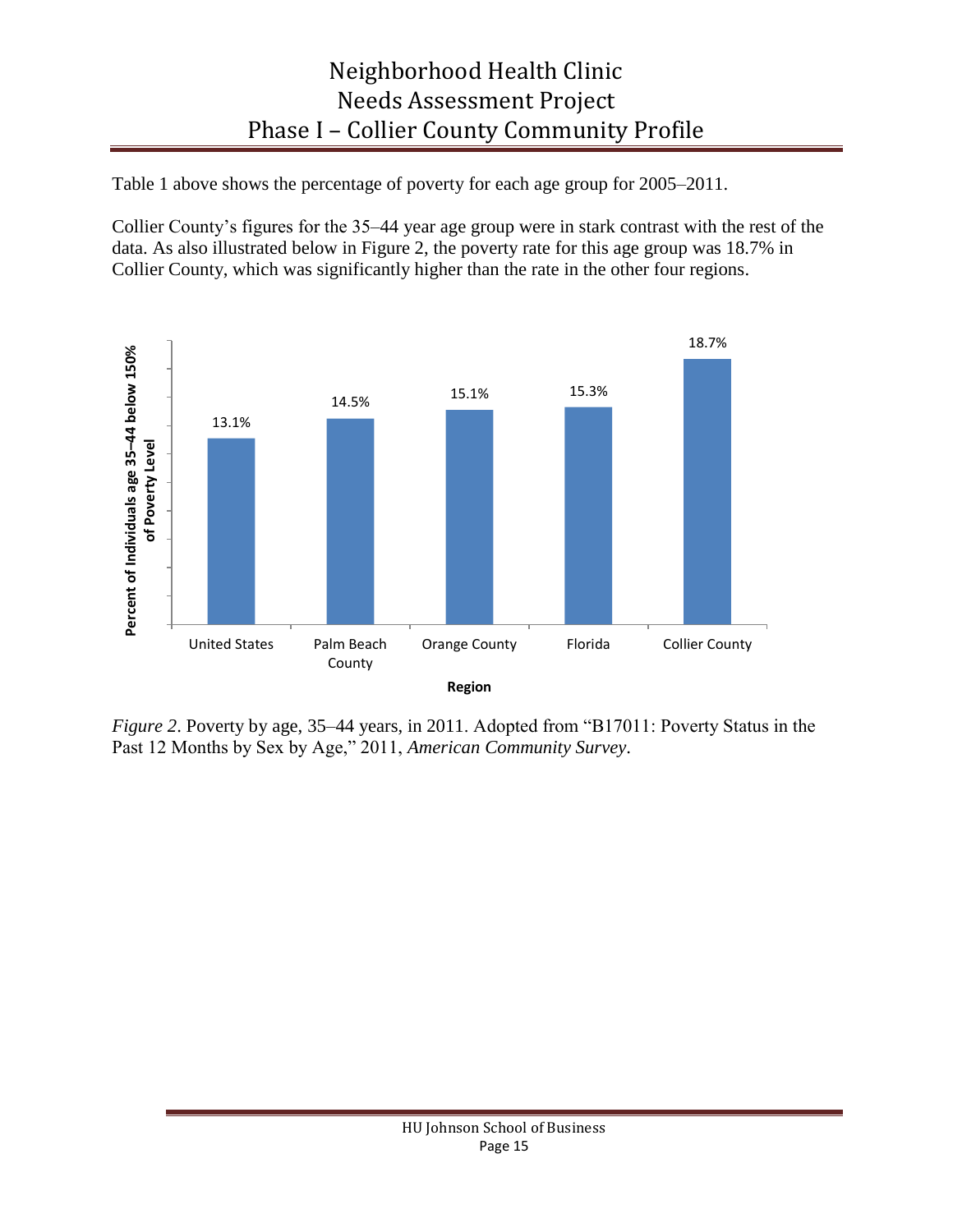Table 1 above shows the percentage of poverty for each age group for 2005–2011.

Collier County's figures for the 35–44 year age group were in stark contrast with the rest of the data. As also illustrated below in Figure 2, the poverty rate for this age group was 18.7% in Collier County, which was significantly higher than the rate in the other four regions.

| Region | Percent of Individuals age 35–44 below 150% of Poverty Level |
| --- | --- |
| United States | 13.1% |
| Palm Beach County | 14.5% |
| Orange County | 15.1% |
| Florida | 15.3% |
| Collier County | 18.7% |

*Figure 2*. Poverty by age, 35–44 years, in 2011. Adopted from "B17011: Poverty Status in the Past 12 Months by Sex by Age," 2011, *American Community Survey*.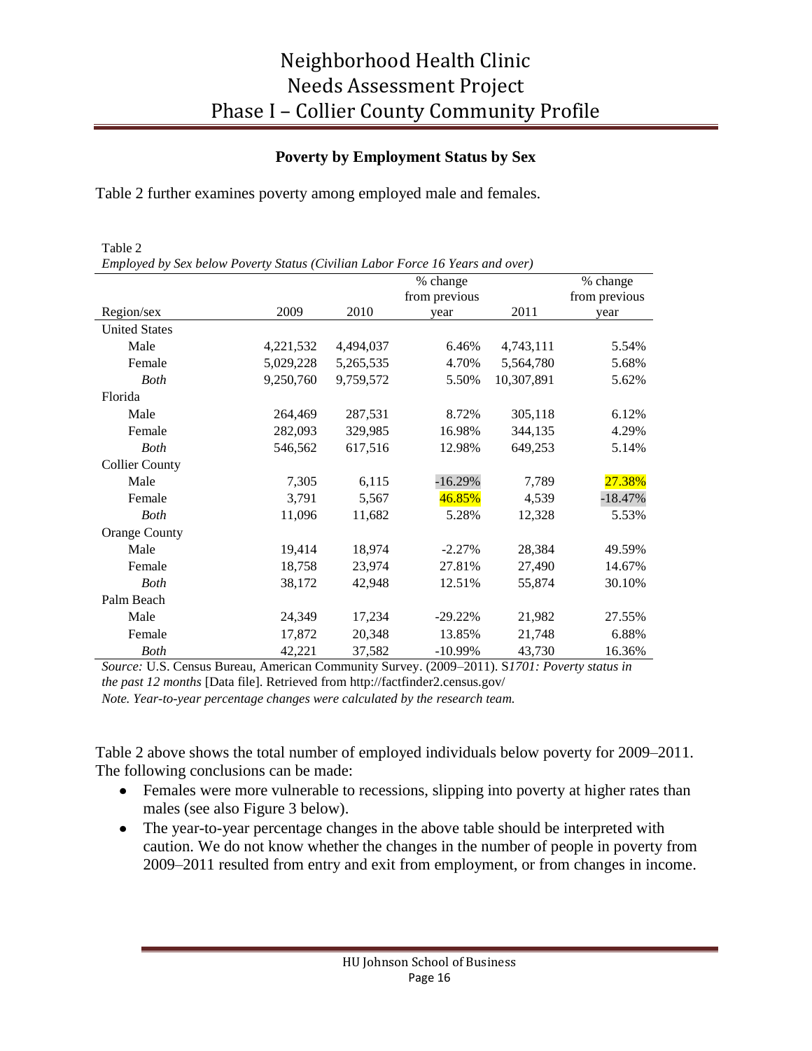### Poverty by Employment Status by Sex

Table 2 further examines poverty among employed male and females.

Table 2

*Employed by Sex below Poverty Status (Civilian Labor Force 16 Years and over)*

| Region/sex | 2009 | 2010 | % change from previous year | 2011 | % change from previous year |
|---|---|---|---|---|---|
| United States | | | | | |
| Male | 4,221,532 | 4,494,037 | 6.46% | 4,743,111 | 5.54% |
| Female | 5,029,228 | 5,265,535 | 4.70% | 5,564,780 | 5.68% |
| *Both* | 9,250,760 | 9,759,572 | 5.50% | 10,307,891 | 5.62% |
| Florida | | | | | |
| Male | 264,469 | 287,531 | 8.72% | 305,118 | 6.12% |
| Female | 282,093 | 329,985 | 16.98% | 344,135 | 4.29% |
| *Both* | 546,562 | 617,516 | 12.98% | 649,253 | 5.14% |
| Collier County | | | | | |
| Male | 7,305 | 6,115 | -16.29% | 7,789 | 27.38% |
| Female | 3,791 | 5,567 | 46.85% | 4,539 | -18.47% |
| *Both* | 11,096 | 11,682 | 5.28% | 12,328 | 5.53% |
| Orange County | | | | | |
| Male | 19,414 | 18,974 | -2.27% | 28,384 | 49.59% |
| Female | 18,758 | 23,974 | 27.81% | 27,490 | 14.67% |
| *Both* | 38,172 | 42,948 | 12.51% | 55,874 | 30.10% |
| Palm Beach | | | | | |
| Male | 24,349 | 17,234 | -29.22% | 21,982 | 27.55% |
| Female | 17,872 | 20,348 | 13.85% | 21,748 | 6.88% |
| *Both* | 42,221 | 37,582 | -10.99% | 43,730 | 16.36% |

*Source:* U.S. Census Bureau, American Community Survey. (2009–2011). S*1701: Poverty status in the past 12 months* [Data file]. Retrieved from http://factfinder2.census.gov/

*Note. Year-to-year percentage changes were calculated by the research team.*

Table 2 above shows the total number of employed individuals below poverty for 2009–2011. The following conclusions can be made:

- Females were more vulnerable to recessions, slipping into poverty at higher rates than males (see also Figure 3 below).
- The year-to-year percentage changes in the above table should be interpreted with caution. We do not know whether the changes in the number of people in poverty from 2009–2011 resulted from entry and exit from employment, or from changes in income.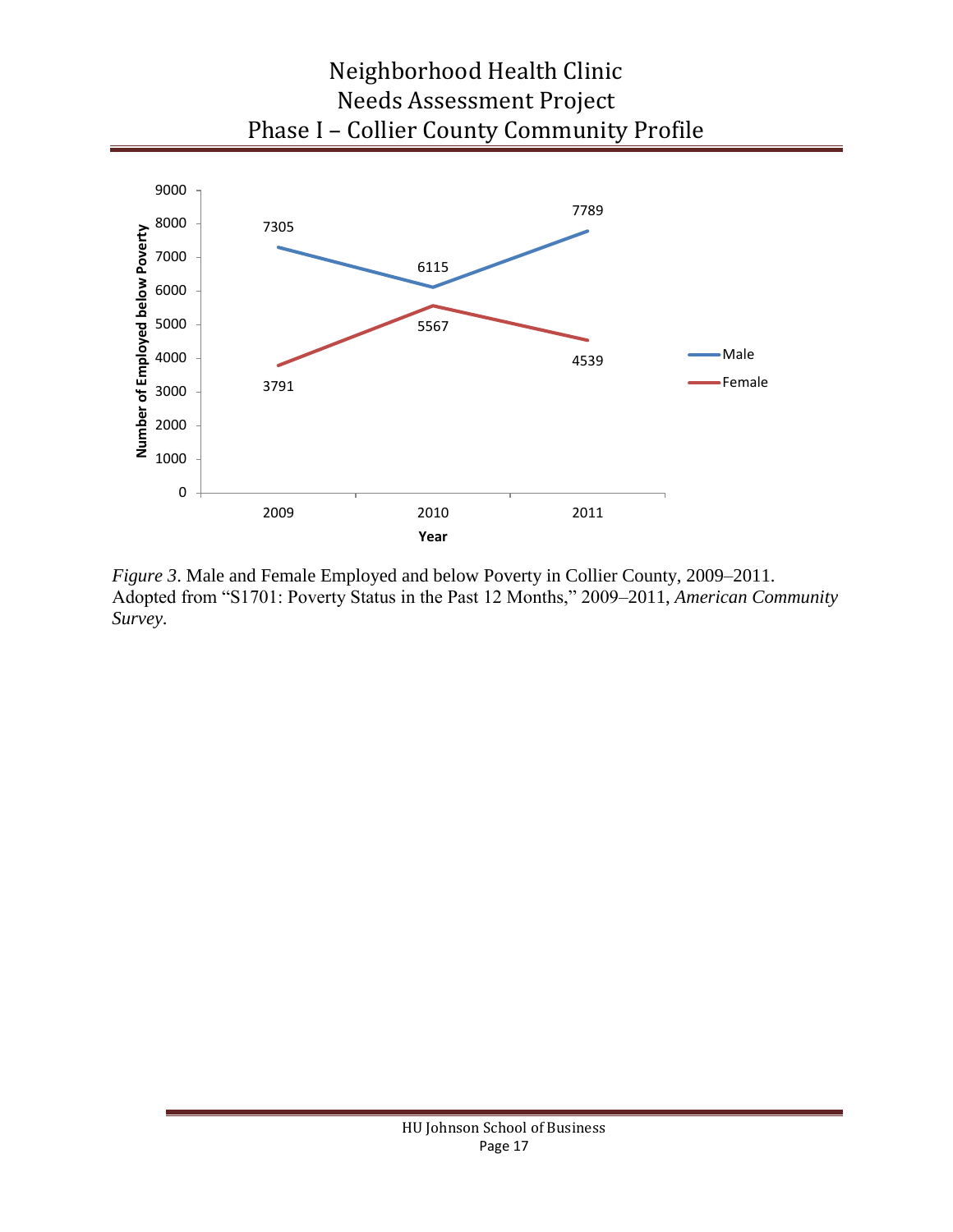| Year | Male | Female |
| --- | --- | --- |
| 2009 | 7305 | 3791 |
| 2010 | 6115 | 5567 |
| 2011 | 7789 | 4539 |

*Figure 3*. Male and Female Employed and below Poverty in Collier County, 2009–2011. Adopted from "S1701: Poverty Status in the Past 12 Months," 2009–2011, *American Community Survey*.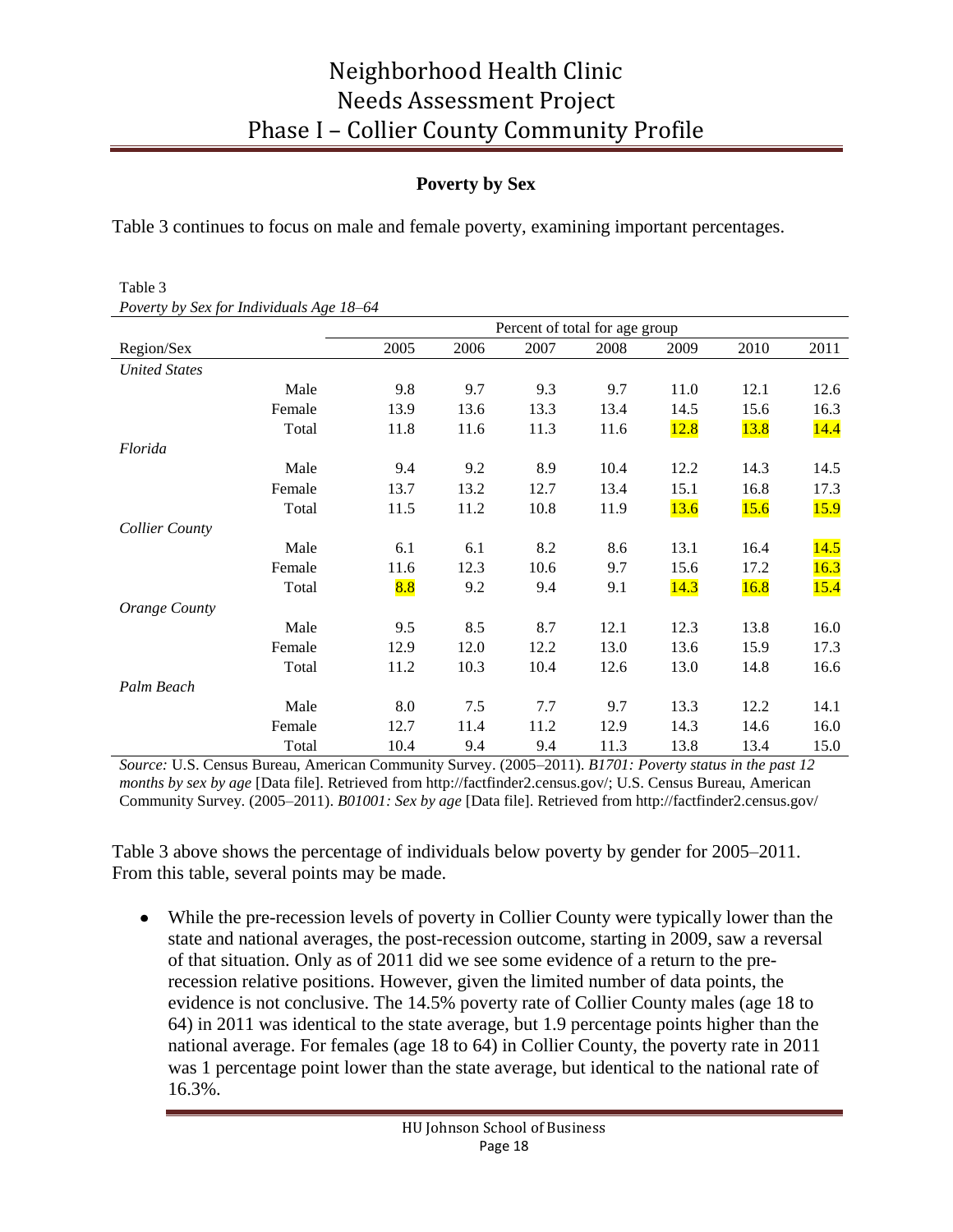## Poverty by Sex

Table 3 continues to focus on male and female poverty, examining important percentages.

Table 3
*Poverty by Sex for Individuals Age 18–64*

| Region/Sex | | Percent of total for age group | | | | | | |
|---|---|---|---|---|---|---|---|---|
| | | 2005 | 2006 | 2007 | 2008 | 2009 | 2010 | 2011 |
| *United States* | | | | | | | | |
| | Male | 9.8 | 9.7 | 9.3 | 9.7 | 11.0 | 12.1 | 12.6 |
| | Female | 13.9 | 13.6 | 13.3 | 13.4 | 14.5 | 15.6 | 16.3 |
| | Total | 11.8 | 11.6 | 11.3 | 11.6 | 12.8 | 13.8 | 14.4 |
| *Florida* | | | | | | | | |
| | Male | 9.4 | 9.2 | 8.9 | 10.4 | 12.2 | 14.3 | 14.5 |
| | Female | 13.7 | 13.2 | 12.7 | 13.4 | 15.1 | 16.8 | 17.3 |
| | Total | 11.5 | 11.2 | 10.8 | 11.9 | 13.6 | 15.6 | 15.9 |
| *Collier County* | | | | | | | | |
| | Male | 6.1 | 6.1 | 8.2 | 8.6 | 13.1 | 16.4 | 14.5 |
| | Female | 11.6 | 12.3 | 10.6 | 9.7 | 15.6 | 17.2 | 16.3 |
| | Total | 8.8 | 9.2 | 9.4 | 9.1 | 14.3 | 16.8 | 15.4 |
| *Orange County* | | | | | | | | |
| | Male | 9.5 | 8.5 | 8.7 | 12.1 | 12.3 | 13.8 | 16.0 |
| | Female | 12.9 | 12.0 | 12.2 | 13.0 | 13.6 | 15.9 | 17.3 |
| | Total | 11.2 | 10.3 | 10.4 | 12.6 | 13.0 | 14.8 | 16.6 |
| *Palm Beach* | | | | | | | | |
| | Male | 8.0 | 7.5 | 7.7 | 9.7 | 13.3 | 12.2 | 14.1 |
| | Female | 12.7 | 11.4 | 11.2 | 12.9 | 14.3 | 14.6 | 16.0 |
| | Total | 10.4 | 9.4 | 9.4 | 11.3 | 13.8 | 13.4 | 15.0 |

*Source:* U.S. Census Bureau, American Community Survey. (2005–2011). *B1701: Poverty status in the past 12 months by sex by age* [Data file]. Retrieved from http://factfinder2.census.gov/; U.S. Census Bureau, American Community Survey. (2005–2011). *B01001: Sex by age* [Data file]. Retrieved from http://factfinder2.census.gov/

Table 3 above shows the percentage of individuals below poverty by gender for 2005–2011. From this table, several points may be made.

- While the pre-recession levels of poverty in Collier County were typically lower than the state and national averages, the post-recession outcome, starting in 2009, saw a reversal of that situation. Only as of 2011 did we see some evidence of a return to the pre-recession relative positions. However, given the limited number of data points, the evidence is not conclusive. The 14.5% poverty rate of Collier County males (age 18 to 64) in 2011 was identical to the state average, but 1.9 percentage points higher than the national average. For females (age 18 to 64) in Collier County, the poverty rate in 2011 was 1 percentage point lower than the state average, but identical to the national rate of 16.3%.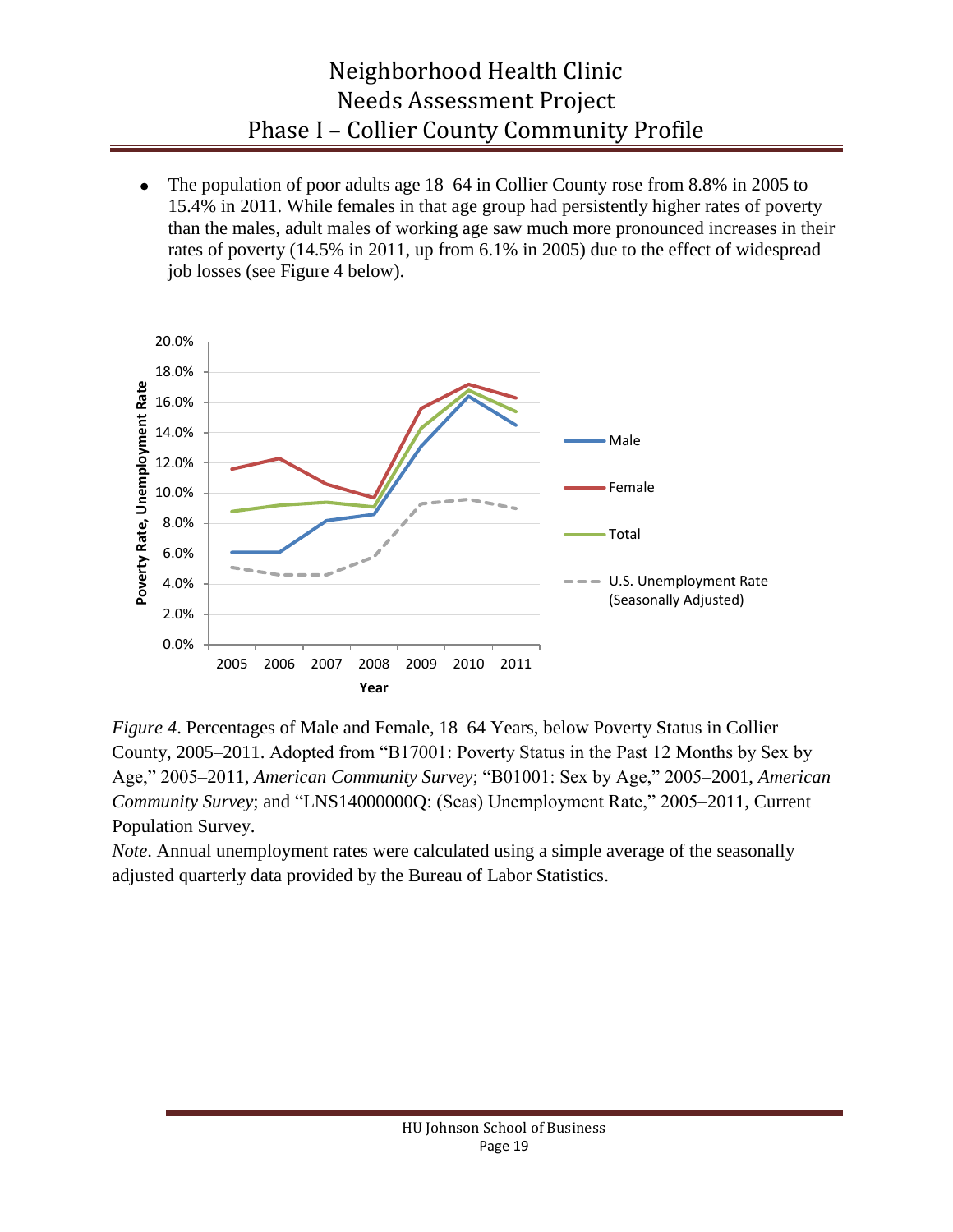- The population of poor adults age 18–64 in Collier County rose from 8.8% in 2005 to 15.4% in 2011. While females in that age group had persistently higher rates of poverty than the males, adult males of working age saw much more pronounced increases in their rates of poverty (14.5% in 2011, up from 6.1% in 2005) due to the effect of widespread job losses (see Figure 4 below).

*Figure 4*. Percentages of Male and Female, 18–64 Years, below Poverty Status in Collier County, 2005–2011. Adopted from "B17001: Poverty Status in the Past 12 Months by Sex by Age," 2005–2011, *American Community Survey*; "B01001: Sex by Age," 2005–2001, *American Community Survey*; and "LNS14000000Q: (Seas) Unemployment Rate," 2005–2011, Current Population Survey.

*Note*. Annual unemployment rates were calculated using a simple average of the seasonally adjusted quarterly data provided by the Bureau of Labor Statistics.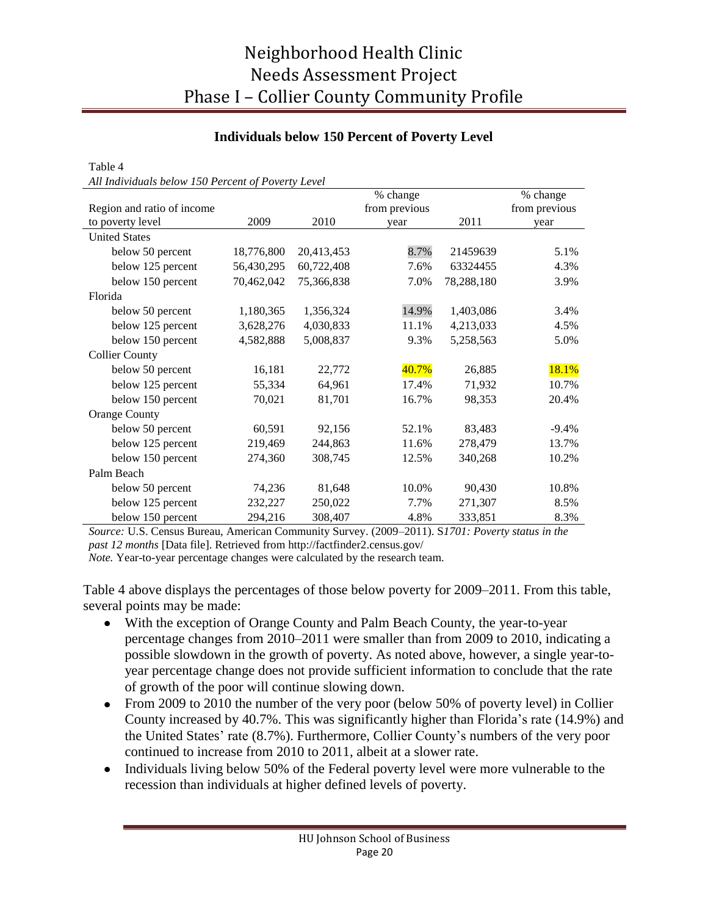## Individuals below 150 Percent of Poverty Level

Table 4

*All Individuals below 150 Percent of Poverty Level*

| Region and ratio of income to poverty level | 2009 | 2010 | % change from previous year | 2011 | % change from previous year |
|---|---|---|---|---|---|
| United States | | | | | |
| below 50 percent | 18,776,800 | 20,413,453 | 8.7% | 21459639 | 5.1% |
| below 125 percent | 56,430,295 | 60,722,408 | 7.6% | 63324455 | 4.3% |
| below 150 percent | 70,462,042 | 75,366,838 | 7.0% | 78,288,180 | 3.9% |
| Florida | | | | | |
| below 50 percent | 1,180,365 | 1,356,324 | 14.9% | 1,403,086 | 3.4% |
| below 125 percent | 3,628,276 | 4,030,833 | 11.1% | 4,213,033 | 4.5% |
| below 150 percent | 4,582,888 | 5,008,837 | 9.3% | 5,258,563 | 5.0% |
| Collier County | | | | | |
| below 50 percent | 16,181 | 22,772 | 40.7% | 26,885 | 18.1% |
| below 125 percent | 55,334 | 64,961 | 17.4% | 71,932 | 10.7% |
| below 150 percent | 70,021 | 81,701 | 16.7% | 98,353 | 20.4% |
| Orange County | | | | | |
| below 50 percent | 60,591 | 92,156 | 52.1% | 83,483 | -9.4% |
| below 125 percent | 219,469 | 244,863 | 11.6% | 278,479 | 13.7% |
| below 150 percent | 274,360 | 308,745 | 12.5% | 340,268 | 10.2% |
| Palm Beach | | | | | |
| below 50 percent | 74,236 | 81,648 | 10.0% | 90,430 | 10.8% |
| below 125 percent | 232,227 | 250,022 | 7.7% | 271,307 | 8.5% |
| below 150 percent | 294,216 | 308,407 | 4.8% | 333,851 | 8.3% |

*Source:* U.S. Census Bureau, American Community Survey. (2009–2011). S*1701: Poverty status in the past 12 months* [Data file]. Retrieved from http://factfinder2.census.gov/

*Note.* Year-to-year percentage changes were calculated by the research team.

Table 4 above displays the percentages of those below poverty for 2009–2011. From this table, several points may be made:

- With the exception of Orange County and Palm Beach County, the year-to-year percentage changes from 2010–2011 were smaller than from 2009 to 2010, indicating a possible slowdown in the growth of poverty. As noted above, however, a single year-to-year percentage change does not provide sufficient information to conclude that the rate of growth of the poor will continue slowing down.
- From 2009 to 2010 the number of the very poor (below 50% of poverty level) in Collier County increased by 40.7%. This was significantly higher than Florida's rate (14.9%) and the United States' rate (8.7%). Furthermore, Collier County's numbers of the very poor continued to increase from 2010 to 2011, albeit at a slower rate.
- Individuals living below 50% of the Federal poverty level were more vulnerable to the recession than individuals at higher defined levels of poverty.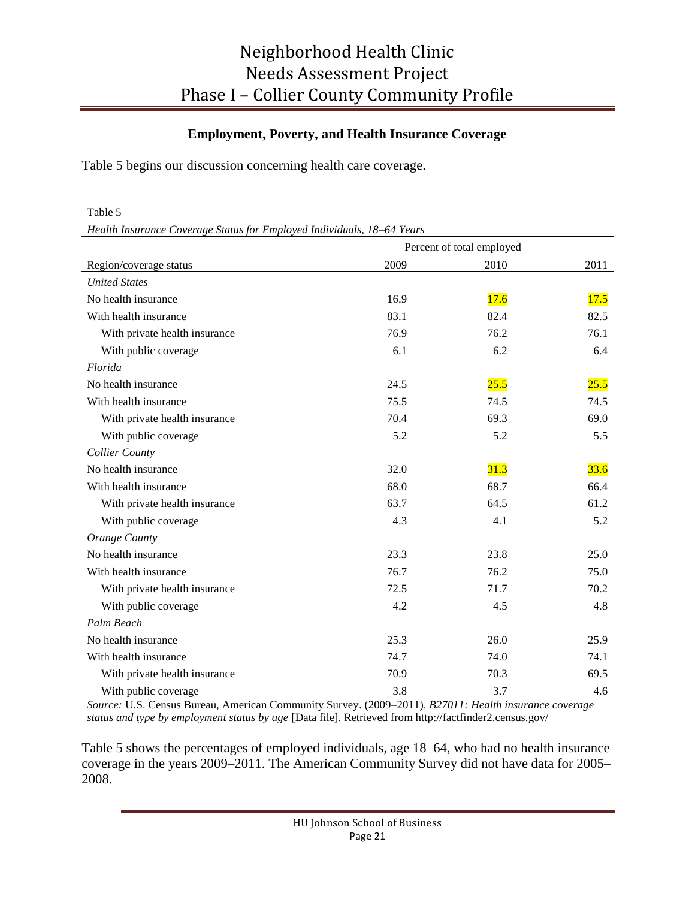## Employment, Poverty, and Health Insurance Coverage

Table 5 begins our discussion concerning health care coverage.

Table 5

*Health Insurance Coverage Status for Employed Individuals, 18–64 Years*

| Region/coverage status | Percent of total employed | | |
|---|---|---|---|
| | 2009 | 2010 | 2011 |
| *United States* | | | |
| No health insurance | 16.9 | 17.6 | 17.5 |
| With health insurance | 83.1 | 82.4 | 82.5 |
| With private health insurance | 76.9 | 76.2 | 76.1 |
| With public coverage | 6.1 | 6.2 | 6.4 |
| *Florida* | | | |
| No health insurance | 24.5 | 25.5 | 25.5 |
| With health insurance | 75.5 | 74.5 | 74.5 |
| With private health insurance | 70.4 | 69.3 | 69.0 |
| With public coverage | 5.2 | 5.2 | 5.5 |
| *Collier County* | | | |
| No health insurance | 32.0 | 31.3 | 33.6 |
| With health insurance | 68.0 | 68.7 | 66.4 |
| With private health insurance | 63.7 | 64.5 | 61.2 |
| With public coverage | 4.3 | 4.1 | 5.2 |
| *Orange County* | | | |
| No health insurance | 23.3 | 23.8 | 25.0 |
| With health insurance | 76.7 | 76.2 | 75.0 |
| With private health insurance | 72.5 | 71.7 | 70.2 |
| With public coverage | 4.2 | 4.5 | 4.8 |
| *Palm Beach* | | | |
| No health insurance | 25.3 | 26.0 | 25.9 |
| With health insurance | 74.7 | 74.0 | 74.1 |
| With private health insurance | 70.9 | 70.3 | 69.5 |
| With public coverage | 3.8 | 3.7 | 4.6 |

*Source:* U.S. Census Bureau, American Community Survey. (2009–2011). *B27011: Health insurance coverage status and type by employment status by age* [Data file]. Retrieved from http://factfinder2.census.gov/

Table 5 shows the percentages of employed individuals, age 18–64, who had no health insurance coverage in the years 2009–2011. The American Community Survey did not have data for 2005–2008.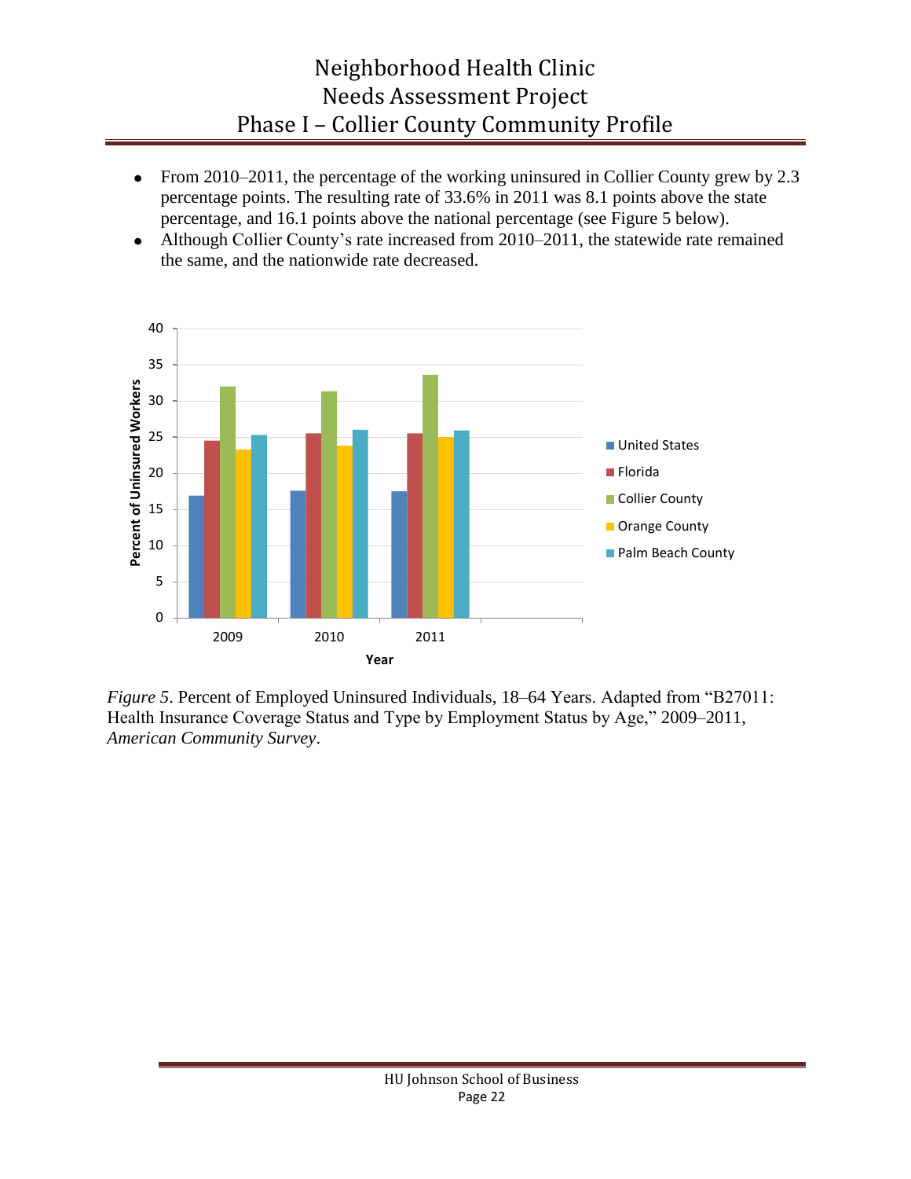- From 2010–2011, the percentage of the working uninsured in Collier County grew by 2.3 percentage points. The resulting rate of 33.6% in 2011 was 8.1 points above the state percentage, and 16.1 points above the national percentage (see Figure 5 below).
- Although Collier County's rate increased from 2010–2011, the statewide rate remained the same, and the nationwide rate decreased.

*Figure 5*. Percent of Employed Uninsured Individuals, 18–64 Years. Adapted from "B27011: Health Insurance Coverage Status and Type by Employment Status by Age," 2009–2011, *American Community Survey*.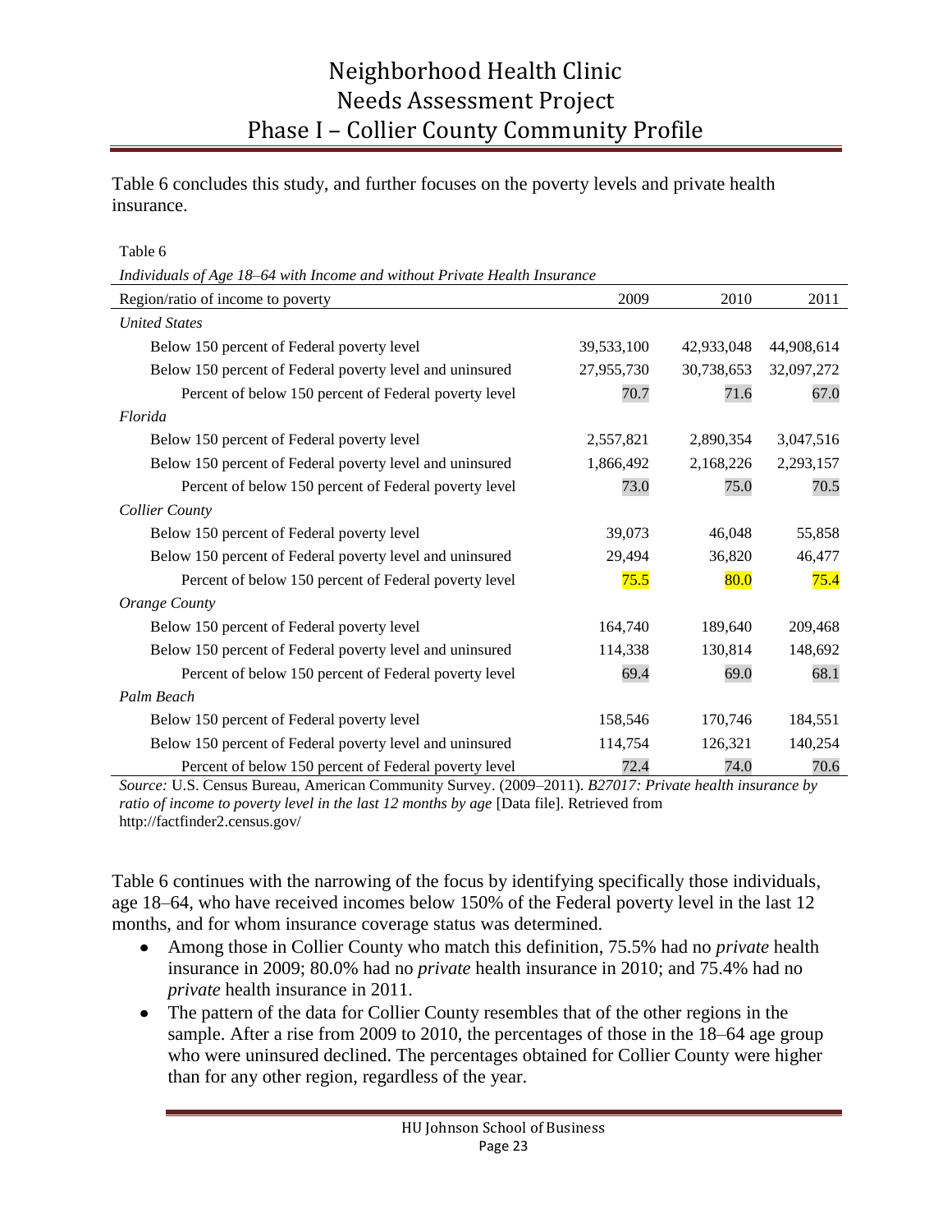Table 6 concludes this study, and further focuses on the poverty levels and private health insurance.

Table 6

*Individuals of Age 18–64 with Income and without Private Health Insurance*

| Region/ratio of income to poverty | 2009 | 2010 | 2011 |
|---|---|---|---|
| *United States* | | | |
| Below 150 percent of Federal poverty level | 39,533,100 | 42,933,048 | 44,908,614 |
| Below 150 percent of Federal poverty level and uninsured | 27,955,730 | 30,738,653 | 32,097,272 |
| Percent of below 150 percent of Federal poverty level | 70.7 | 71.6 | 67.0 |
| *Florida* | | | |
| Below 150 percent of Federal poverty level | 2,557,821 | 2,890,354 | 3,047,516 |
| Below 150 percent of Federal poverty level and uninsured | 1,866,492 | 2,168,226 | 2,293,157 |
| Percent of below 150 percent of Federal poverty level | 73.0 | 75.0 | 70.5 |
| *Collier County* | | | |
| Below 150 percent of Federal poverty level | 39,073 | 46,048 | 55,858 |
| Below 150 percent of Federal poverty level and uninsured | 29,494 | 36,820 | 46,477 |
| Percent of below 150 percent of Federal poverty level | 75.5 | 80.0 | 75.4 |
| *Orange County* | | | |
| Below 150 percent of Federal poverty level | 164,740 | 189,640 | 209,468 |
| Below 150 percent of Federal poverty level and uninsured | 114,338 | 130,814 | 148,692 |
| Percent of below 150 percent of Federal poverty level | 69.4 | 69.0 | 68.1 |
| *Palm Beach* | | | |
| Below 150 percent of Federal poverty level | 158,546 | 170,746 | 184,551 |
| Below 150 percent of Federal poverty level and uninsured | 114,754 | 126,321 | 140,254 |
| Percent of below 150 percent of Federal poverty level | 72.4 | 74.0 | 70.6 |

*Source:* U.S. Census Bureau, American Community Survey. (2009–2011). *B27017: Private health insurance by ratio of income to poverty level in the last 12 months by age* [Data file]. Retrieved from http://factfinder2.census.gov/

Table 6 continues with the narrowing of the focus by identifying specifically those individuals, age 18–64, who have received incomes below 150% of the Federal poverty level in the last 12 months, and for whom insurance coverage status was determined.

- Among those in Collier County who match this definition, 75.5% had no *private* health insurance in 2009; 80.0% had no *private* health insurance in 2010; and 75.4% had no *private* health insurance in 2011.
- The pattern of the data for Collier County resembles that of the other regions in the sample. After a rise from 2009 to 2010, the percentages of those in the 18–64 age group who were uninsured declined. The percentages obtained for Collier County were higher than for any other region, regardless of the year.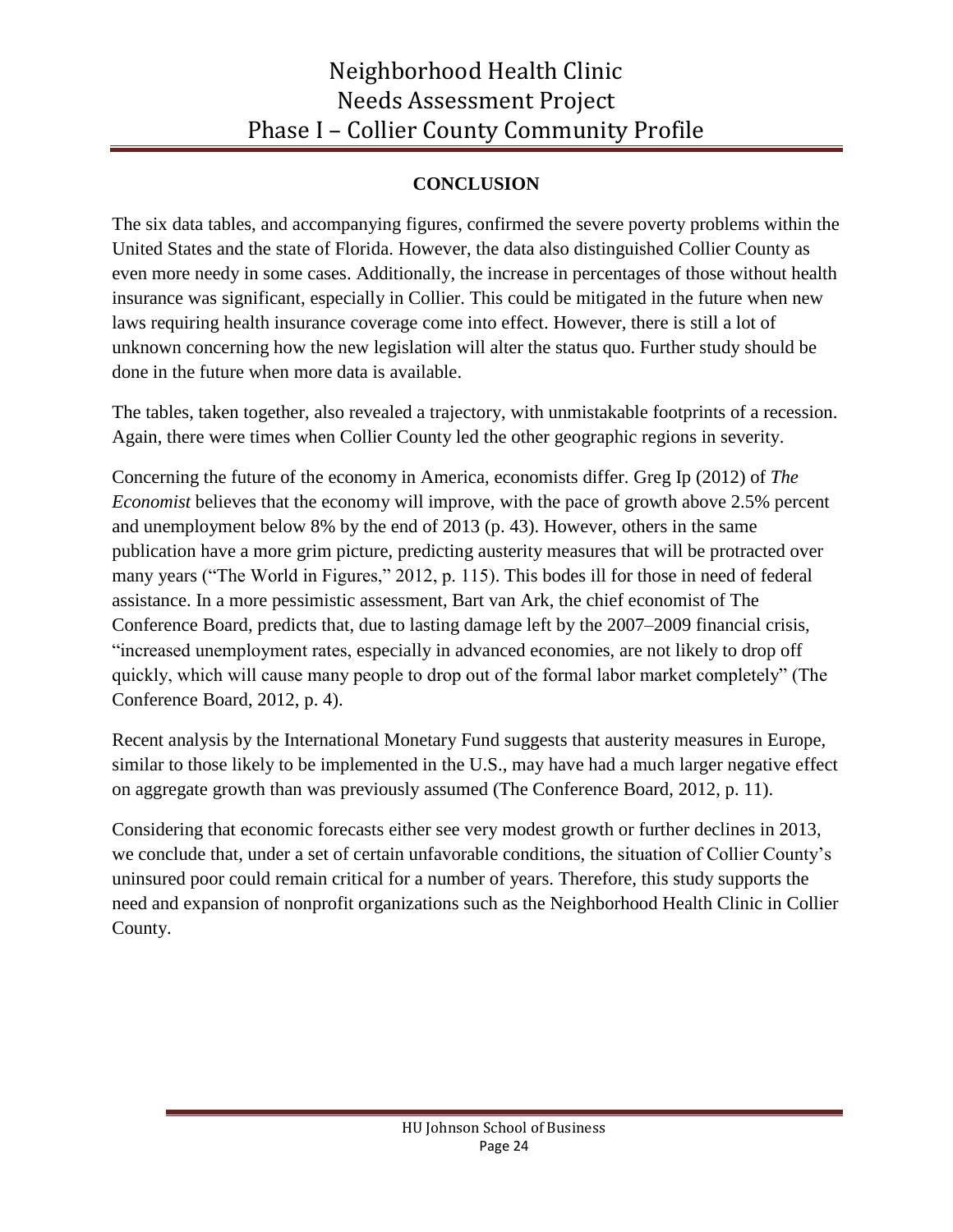## CONCLUSION

The six data tables, and accompanying figures, confirmed the severe poverty problems within the United States and the state of Florida. However, the data also distinguished Collier County as even more needy in some cases. Additionally, the increase in percentages of those without health insurance was significant, especially in Collier. This could be mitigated in the future when new laws requiring health insurance coverage come into effect. However, there is still a lot of unknown concerning how the new legislation will alter the status quo. Further study should be done in the future when more data is available.

The tables, taken together, also revealed a trajectory, with unmistakable footprints of a recession. Again, there were times when Collier County led the other geographic regions in severity.

Concerning the future of the economy in America, economists differ. Greg Ip (2012) of *The Economist* believes that the economy will improve, with the pace of growth above 2.5% percent and unemployment below 8% by the end of 2013 (p. 43). However, others in the same publication have a more grim picture, predicting austerity measures that will be protracted over many years ("The World in Figures," 2012, p. 115). This bodes ill for those in need of federal assistance. In a more pessimistic assessment, Bart van Ark, the chief economist of The Conference Board, predicts that, due to lasting damage left by the 2007–2009 financial crisis, "increased unemployment rates, especially in advanced economies, are not likely to drop off quickly, which will cause many people to drop out of the formal labor market completely" (The Conference Board, 2012, p. 4).

Recent analysis by the International Monetary Fund suggests that austerity measures in Europe, similar to those likely to be implemented in the U.S., may have had a much larger negative effect on aggregate growth than was previously assumed (The Conference Board, 2012, p. 11).

Considering that economic forecasts either see very modest growth or further declines in 2013, we conclude that, under a set of certain unfavorable conditions, the situation of Collier County's uninsured poor could remain critical for a number of years. Therefore, this study supports the need and expansion of nonprofit organizations such as the Neighborhood Health Clinic in Collier County.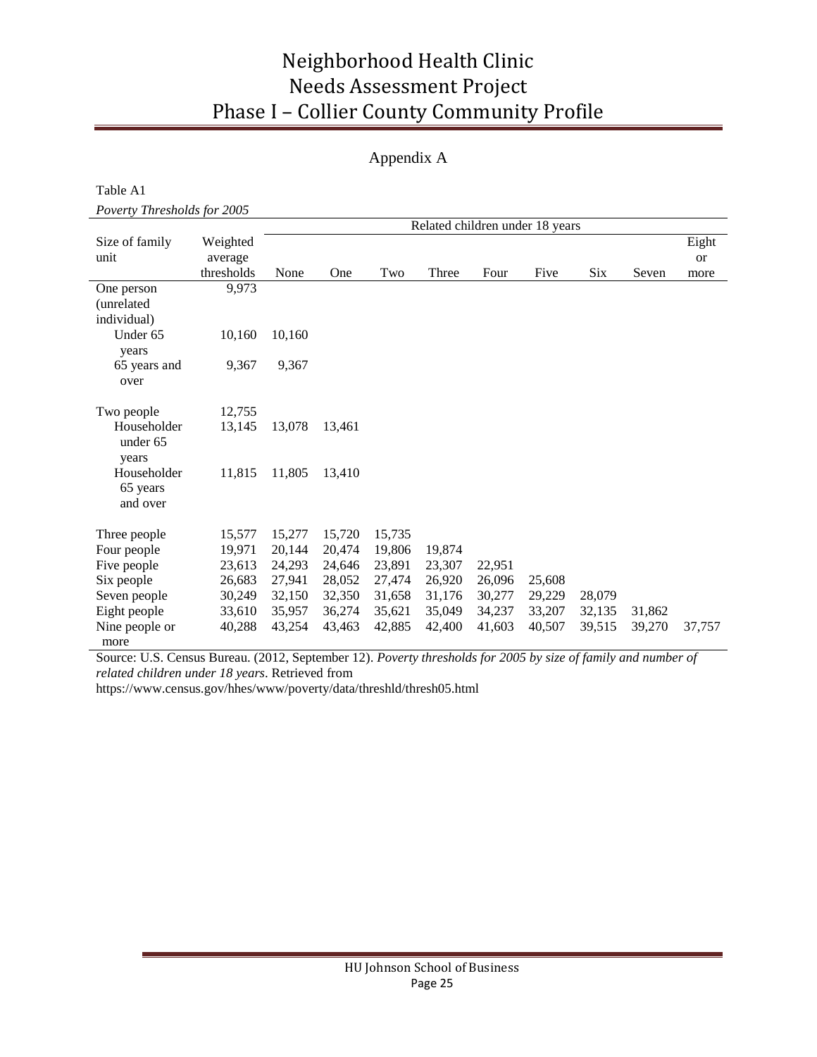## Appendix A

Table A1

*Poverty Thresholds for 2005*

| Size of family unit | Weighted average thresholds | Related children under 18 years | | | | | | | | |
|---|---|---|---|---|---|---|---|---|---|---|
| | | None | One | Two | Three | Four | Five | Six | Seven | Eight or more |
| One person (unrelated individual) | 9,973 | | | | | | | | | |
| Under 65 years | 10,160 | 10,160 | | | | | | | | |
| 65 years and over | 9,367 | 9,367 | | | | | | | | |
| Two people | 12,755 | | | | | | | | | |
| Householder under 65 years | 13,145 | 13,078 | 13,461 | | | | | | | |
| Householder 65 years and over | 11,815 | 11,805 | 13,410 | | | | | | | |
| Three people | 15,577 | 15,277 | 15,720 | 15,735 | | | | | | |
| Four people | 19,971 | 20,144 | 20,474 | 19,806 | 19,874 | | | | | |
| Five people | 23,613 | 24,293 | 24,646 | 23,891 | 23,307 | 22,951 | | | | |
| Six people | 26,683 | 27,941 | 28,052 | 27,474 | 26,920 | 26,096 | 25,608 | | | |
| Seven people | 30,249 | 32,150 | 32,350 | 31,658 | 31,176 | 30,277 | 29,229 | 28,079 | | |
| Eight people | 33,610 | 35,957 | 36,274 | 35,621 | 35,049 | 34,237 | 33,207 | 32,135 | 31,862 | |
| Nine people or more | 40,288 | 43,254 | 43,463 | 42,885 | 42,400 | 41,603 | 40,507 | 39,515 | 39,270 | 37,757 |

Source: U.S. Census Bureau. (2012, September 12). *Poverty thresholds for 2005 by size of family and number of related children under 18 years*. Retrieved from https://www.census.gov/hhes/www/poverty/data/threshld/thresh05.html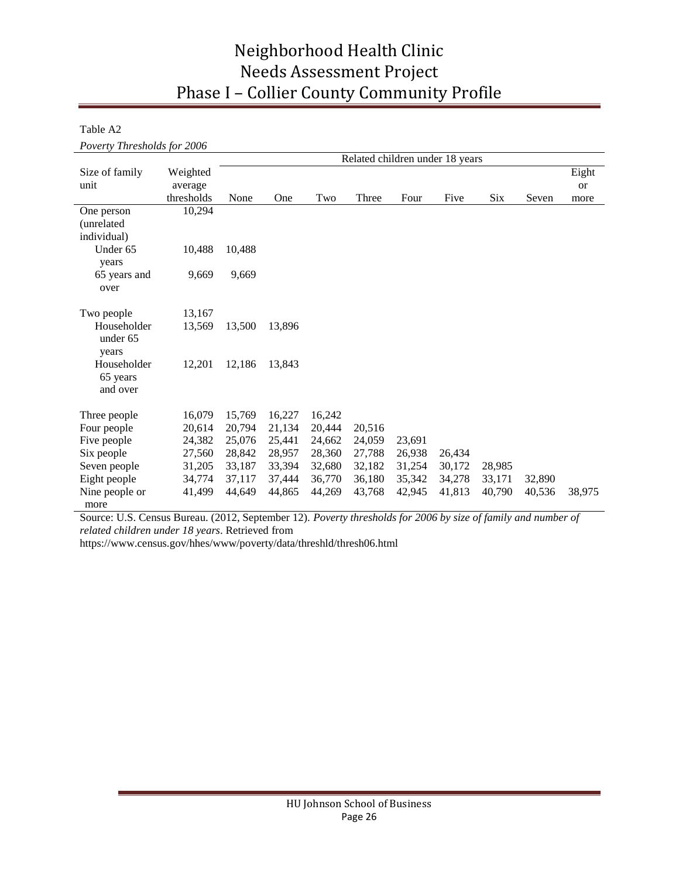Table A2

*Poverty Thresholds for 2006*

| Size of family unit | Weighted average thresholds | Related children under 18 years | | | | | | | | |
|---|---|---|---|---|---|---|---|---|---|---|
| | | None | One | Two | Three | Four | Five | Six | Seven | Eight or more |
| One person (unrelated individual) | 10,294 | | | | | | | | | |
| Under 65 years | 10,488 | 10,488 | | | | | | | | |
| 65 years and over | 9,669 | 9,669 | | | | | | | | |
| Two people | 13,167 | | | | | | | | | |
| Householder under 65 years | 13,569 | 13,500 | 13,896 | | | | | | | |
| Householder 65 years and over | 12,201 | 12,186 | 13,843 | | | | | | | |
| Three people | 16,079 | 15,769 | 16,227 | 16,242 | | | | | | |
| Four people | 20,614 | 20,794 | 21,134 | 20,444 | 20,516 | | | | | |
| Five people | 24,382 | 25,076 | 25,441 | 24,662 | 24,059 | 23,691 | | | | |
| Six people | 27,560 | 28,842 | 28,957 | 28,360 | 27,788 | 26,938 | 26,434 | | | |
| Seven people | 31,205 | 33,187 | 33,394 | 32,680 | 32,182 | 31,254 | 30,172 | 28,985 | | |
| Eight people | 34,774 | 37,117 | 37,444 | 36,770 | 36,180 | 35,342 | 34,278 | 33,171 | 32,890 | |
| Nine people or more | 41,499 | 44,649 | 44,865 | 44,269 | 43,768 | 42,945 | 41,813 | 40,790 | 40,536 | 38,975 |

Source: U.S. Census Bureau. (2012, September 12). *Poverty thresholds for 2006 by size of family and number of related children under 18 years*. Retrieved from https://www.census.gov/hhes/www/poverty/data/threshld/thresh06.html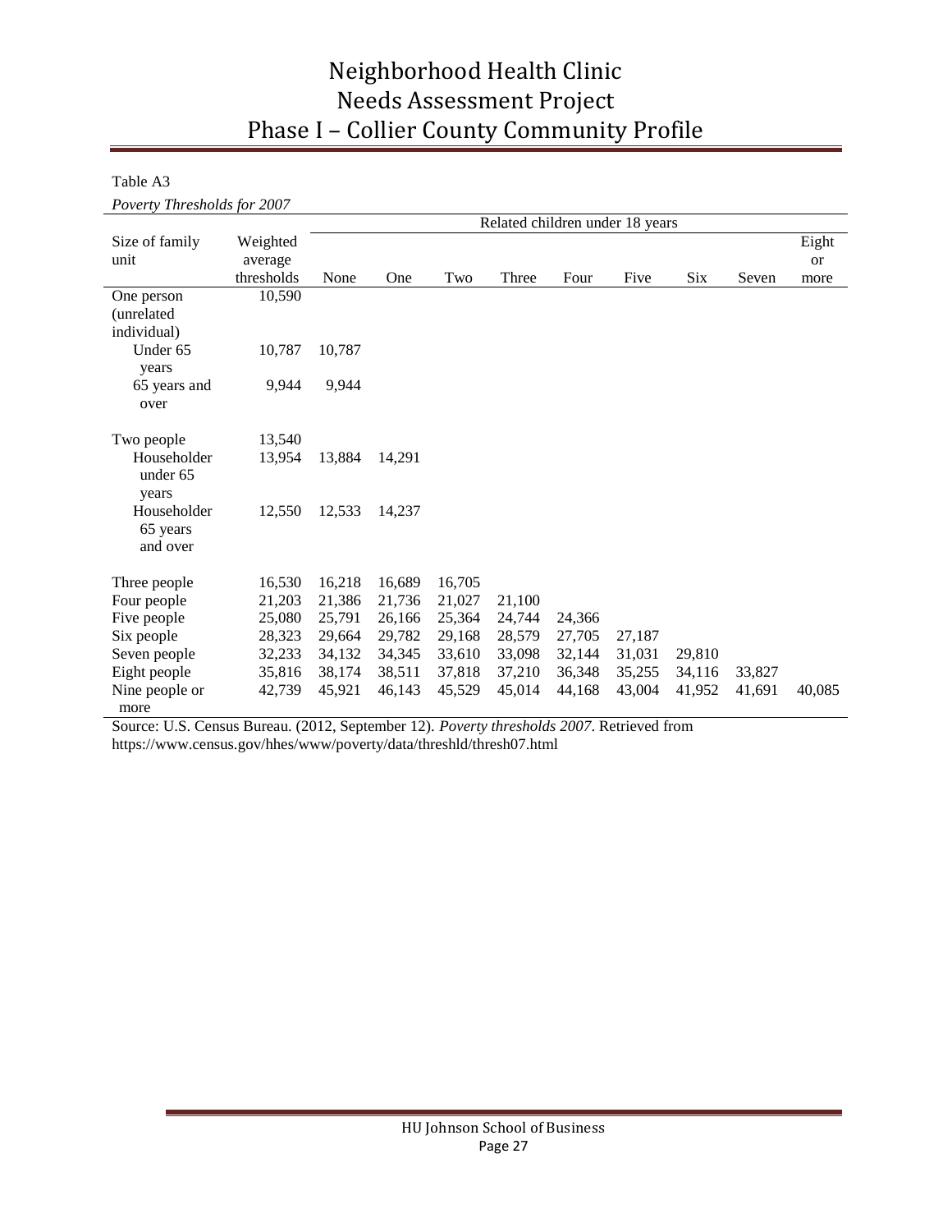Table A3

*Poverty Thresholds for 2007*

| Size of family unit | Weighted average thresholds | Related children under 18 years | | | | | | | | |
|---|---|---|---|---|---|---|---|---|---|---|
| | | None | One | Two | Three | Four | Five | Six | Seven | Eight or more |
| One person (unrelated individual) | 10,590 | | | | | | | | | |
| Under 65 years | 10,787 | 10,787 | | | | | | | | |
| 65 years and over | 9,944 | 9,944 | | | | | | | | |
| Two people | 13,540 | | | | | | | | | |
| Householder under 65 years | 13,954 | 13,884 | 14,291 | | | | | | | |
| Householder 65 years and over | 12,550 | 12,533 | 14,237 | | | | | | | |
| Three people | 16,530 | 16,218 | 16,689 | 16,705 | | | | | | |
| Four people | 21,203 | 21,386 | 21,736 | 21,027 | 21,100 | | | | | |
| Five people | 25,080 | 25,791 | 26,166 | 25,364 | 24,744 | 24,366 | | | | |
| Six people | 28,323 | 29,664 | 29,782 | 29,168 | 28,579 | 27,705 | 27,187 | | | |
| Seven people | 32,233 | 34,132 | 34,345 | 33,610 | 33,098 | 32,144 | 31,031 | 29,810 | | |
| Eight people | 35,816 | 38,174 | 38,511 | 37,818 | 37,210 | 36,348 | 35,255 | 34,116 | 33,827 | |
| Nine people or more | 42,739 | 45,921 | 46,143 | 45,529 | 45,014 | 44,168 | 43,004 | 41,952 | 41,691 | 40,085 |

Source: U.S. Census Bureau. (2012, September 12). *Poverty thresholds 2007*. Retrieved from https://www.census.gov/hhes/www/poverty/data/threshld/thresh07.html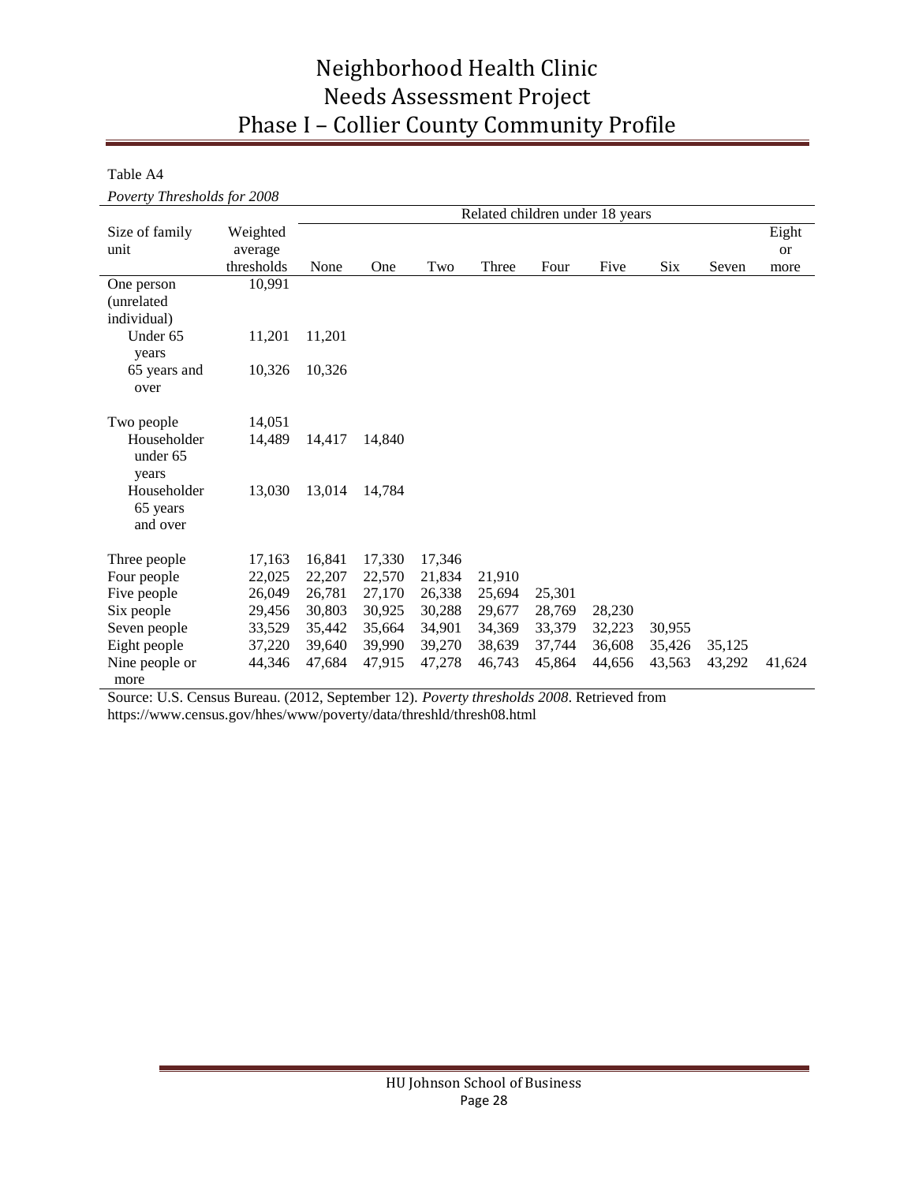Table A4

*Poverty Thresholds for 2008*

| Size of family unit | Weighted average thresholds | Related children under 18 years | | | | | | | | |
|---|---|---|---|---|---|---|---|---|---|---|
| | | None | One | Two | Three | Four | Five | Six | Seven | Eight or more |
| One person (unrelated individual) | 10,991 | | | | | | | | | |
| Under 65 years | 11,201 | 11,201 | | | | | | | | |
| 65 years and over | 10,326 | 10,326 | | | | | | | | |
| Two people | 14,051 | | | | | | | | | |
| Householder under 65 years | 14,489 | 14,417 | 14,840 | | | | | | | |
| Householder 65 years and over | 13,030 | 13,014 | 14,784 | | | | | | | |
| Three people | 17,163 | 16,841 | 17,330 | 17,346 | | | | | | |
| Four people | 22,025 | 22,207 | 22,570 | 21,834 | 21,910 | | | | | |
| Five people | 26,049 | 26,781 | 27,170 | 26,338 | 25,694 | 25,301 | | | | |
| Six people | 29,456 | 30,803 | 30,925 | 30,288 | 29,677 | 28,769 | 28,230 | | | |
| Seven people | 33,529 | 35,442 | 35,664 | 34,901 | 34,369 | 33,379 | 32,223 | 30,955 | | |
| Eight people | 37,220 | 39,640 | 39,990 | 39,270 | 38,639 | 37,744 | 36,608 | 35,426 | 35,125 | |
| Nine people or more | 44,346 | 47,684 | 47,915 | 47,278 | 46,743 | 45,864 | 44,656 | 43,563 | 43,292 | 41,624 |

Source: U.S. Census Bureau. (2012, September 12). *Poverty thresholds 2008*. Retrieved from https://www.census.gov/hhes/www/poverty/data/threshld/thresh08.html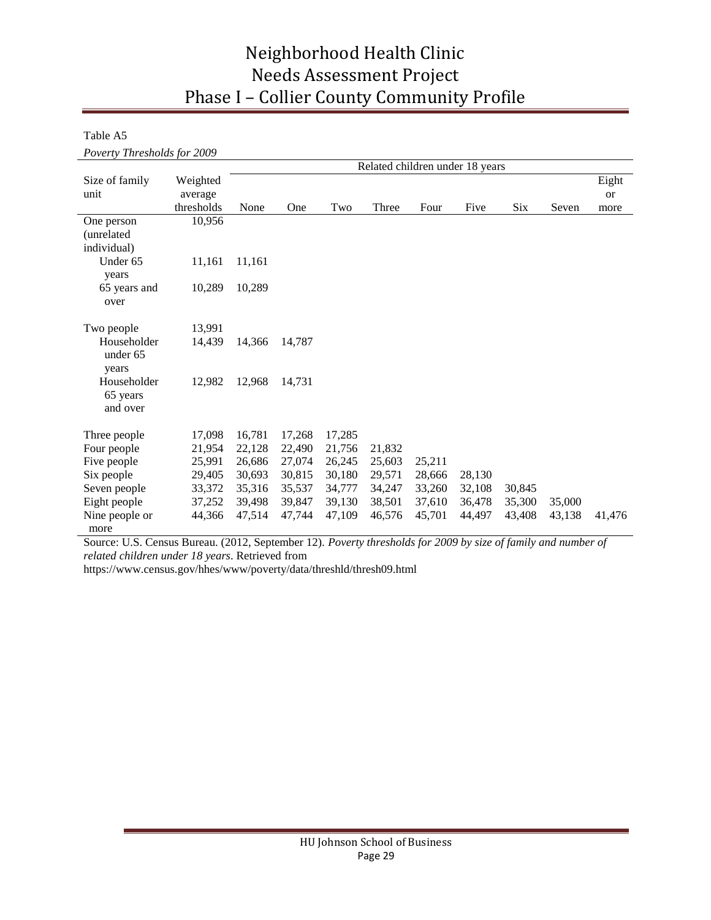Table A5

*Poverty Thresholds for 2009*

| Size of family unit | Weighted average thresholds | Related children under 18 years | | | | | | | | |
|---|---|---|---|---|---|---|---|---|---|---|
| | | None | One | Two | Three | Four | Five | Six | Seven | Eight or more |
| One person (unrelated individual) | 10,956 | | | | | | | | | |
| Under 65 years | 11,161 | 11,161 | | | | | | | | |
| 65 years and over | 10,289 | 10,289 | | | | | | | | |
| Two people | 13,991 | | | | | | | | | |
| Householder under 65 years | 14,439 | 14,366 | 14,787 | | | | | | | |
| Householder 65 years and over | 12,982 | 12,968 | 14,731 | | | | | | | |
| Three people | 17,098 | 16,781 | 17,268 | 17,285 | | | | | | |
| Four people | 21,954 | 22,128 | 22,490 | 21,756 | 21,832 | | | | | |
| Five people | 25,991 | 26,686 | 27,074 | 26,245 | 25,603 | 25,211 | | | | |
| Six people | 29,405 | 30,693 | 30,815 | 30,180 | 29,571 | 28,666 | 28,130 | | | |
| Seven people | 33,372 | 35,316 | 35,537 | 34,777 | 34,247 | 33,260 | 32,108 | 30,845 | | |
| Eight people | 37,252 | 39,498 | 39,847 | 39,130 | 38,501 | 37,610 | 36,478 | 35,300 | 35,000 | |
| Nine people or more | 44,366 | 47,514 | 47,744 | 47,109 | 46,576 | 45,701 | 44,497 | 43,408 | 43,138 | 41,476 |

Source: U.S. Census Bureau. (2012, September 12). *Poverty thresholds for 2009 by size of family and number of related children under 18 years*. Retrieved from https://www.census.gov/hhes/www/poverty/data/threshld/thresh09.html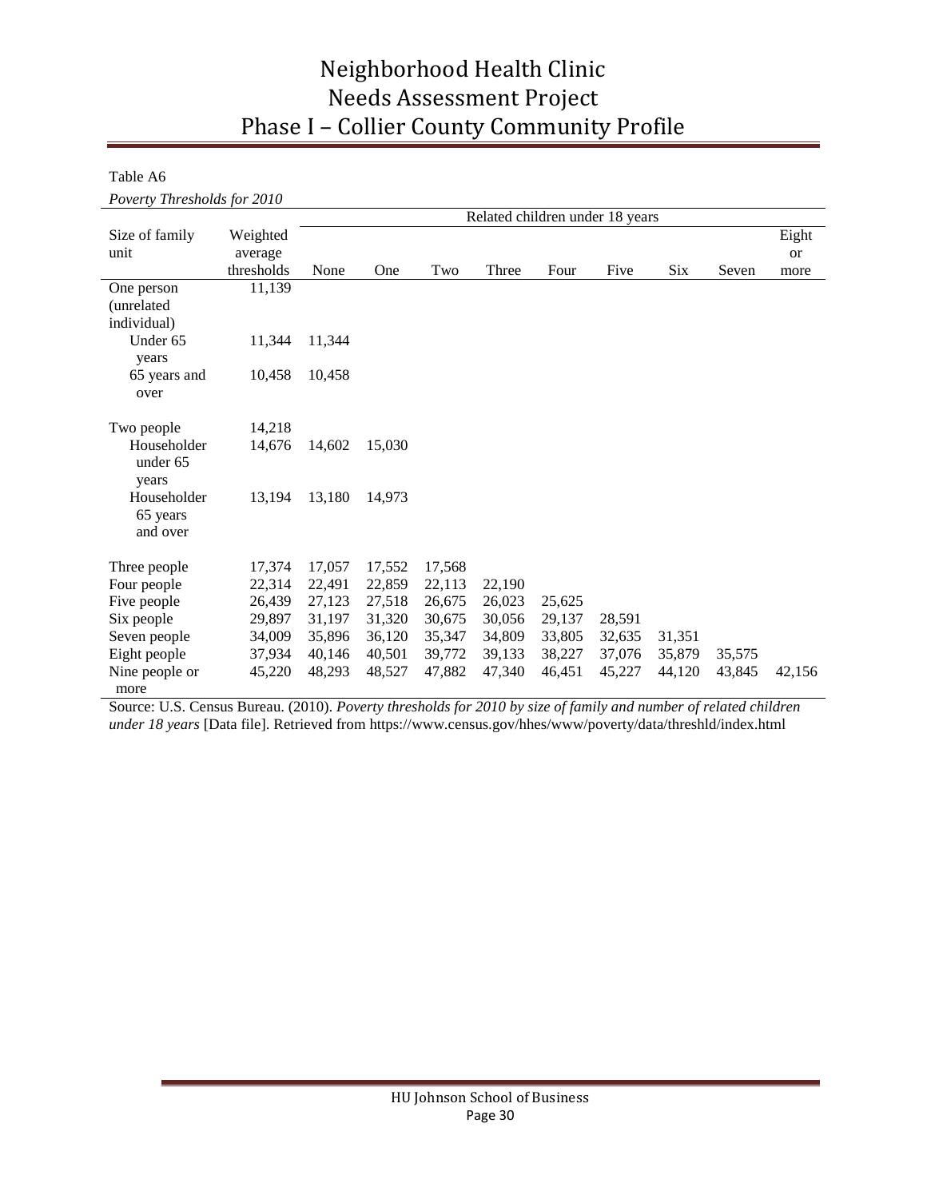Table A6

*Poverty Thresholds for 2010*

| Size of family unit | Weighted average thresholds | Related children under 18 years | | | | | | | | |
|---|---|---|---|---|---|---|---|---|---|---|
| | | None | One | Two | Three | Four | Five | Six | Seven | Eight or more |
| One person (unrelated individual) | 11,139 | | | | | | | | | |
| Under 65 years | 11,344 | 11,344 | | | | | | | | |
| 65 years and over | 10,458 | 10,458 | | | | | | | | |
| Two people | 14,218 | | | | | | | | | |
| Householder under 65 years | 14,676 | 14,602 | 15,030 | | | | | | | |
| Householder 65 years and over | 13,194 | 13,180 | 14,973 | | | | | | | |
| Three people | 17,374 | 17,057 | 17,552 | 17,568 | | | | | | |
| Four people | 22,314 | 22,491 | 22,859 | 22,113 | 22,190 | | | | | |
| Five people | 26,439 | 27,123 | 27,518 | 26,675 | 26,023 | 25,625 | | | | |
| Six people | 29,897 | 31,197 | 31,320 | 30,675 | 30,056 | 29,137 | 28,591 | | | |
| Seven people | 34,009 | 35,896 | 36,120 | 35,347 | 34,809 | 33,805 | 32,635 | 31,351 | | |
| Eight people | 37,934 | 40,146 | 40,501 | 39,772 | 39,133 | 38,227 | 37,076 | 35,879 | 35,575 | |
| Nine people or more | 45,220 | 48,293 | 48,527 | 47,882 | 47,340 | 46,451 | 45,227 | 44,120 | 43,845 | 42,156 |

Source: U.S. Census Bureau. (2010). *Poverty thresholds for 2010 by size of family and number of related children under 18 years* [Data file]. Retrieved from https://www.census.gov/hhes/www/poverty/data/threshld/index.html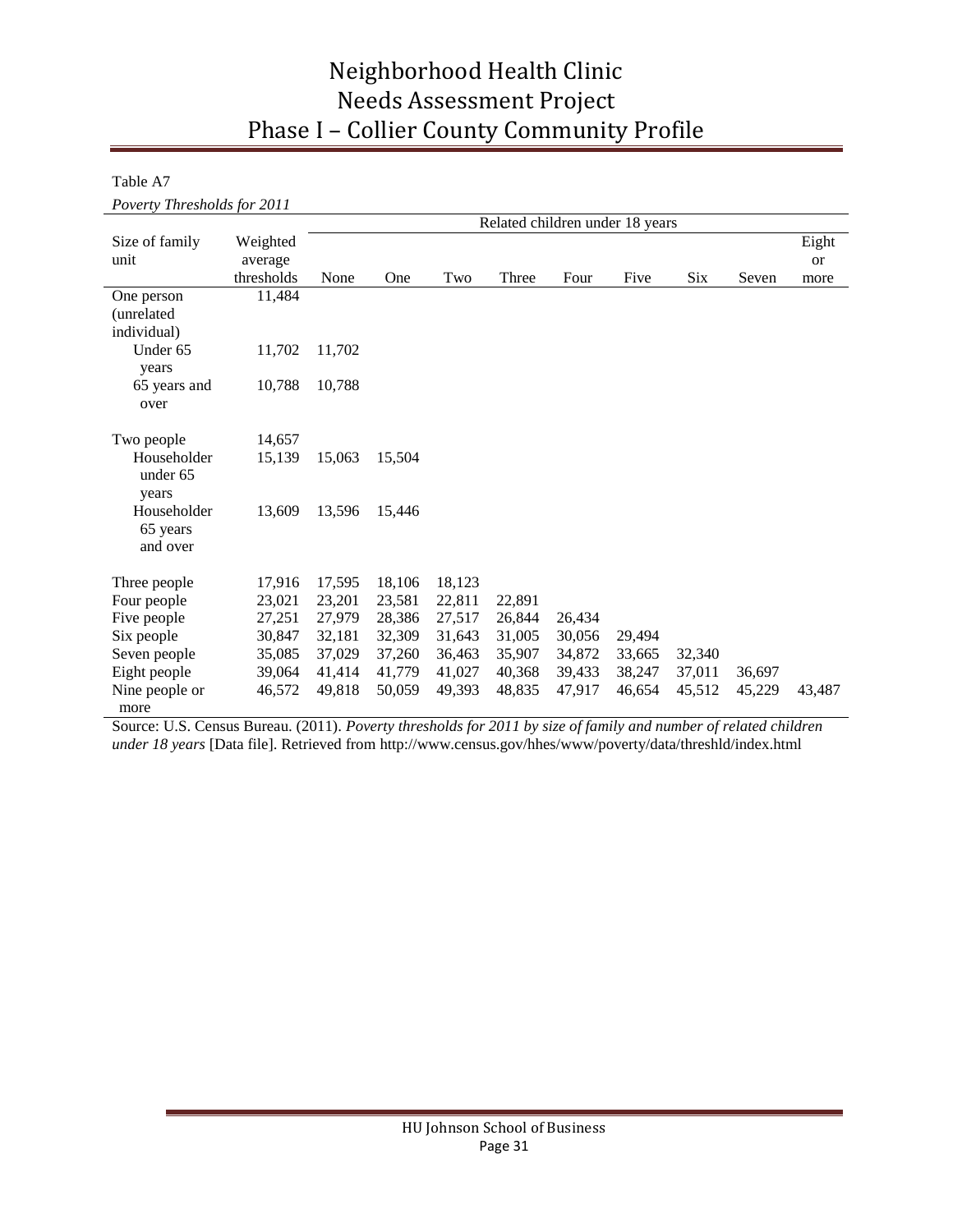Table A7

*Poverty Thresholds for 2011*

| Size of family unit | Weighted average thresholds | Related children under 18 years | | | | | | | | |
|---|---|---|---|---|---|---|---|---|---|---|
| | | None | One | Two | Three | Four | Five | Six | Seven | Eight or more |
| One person (unrelated individual) | 11,484 | | | | | | | | | |
| Under 65 years | 11,702 | 11,702 | | | | | | | | |
| 65 years and over | 10,788 | 10,788 | | | | | | | | |
| Two people | 14,657 | | | | | | | | | |
| Householder under 65 years | 15,139 | 15,063 | 15,504 | | | | | | | |
| Householder 65 years and over | 13,609 | 13,596 | 15,446 | | | | | | | |
| Three people | 17,916 | 17,595 | 18,106 | 18,123 | | | | | | |
| Four people | 23,021 | 23,201 | 23,581 | 22,811 | 22,891 | | | | | |
| Five people | 27,251 | 27,979 | 28,386 | 27,517 | 26,844 | 26,434 | | | | |
| Six people | 30,847 | 32,181 | 32,309 | 31,643 | 31,005 | 30,056 | 29,494 | | | |
| Seven people | 35,085 | 37,029 | 37,260 | 36,463 | 35,907 | 34,872 | 33,665 | 32,340 | | |
| Eight people | 39,064 | 41,414 | 41,779 | 41,027 | 40,368 | 39,433 | 38,247 | 37,011 | 36,697 | |
| Nine people or more | 46,572 | 49,818 | 50,059 | 49,393 | 48,835 | 47,917 | 46,654 | 45,512 | 45,229 | 43,487 |

Source: U.S. Census Bureau. (2011). *Poverty thresholds for 2011 by size of family and number of related children under 18 years* [Data file]. Retrieved from http://www.census.gov/hhes/www/poverty/data/threshld/index.html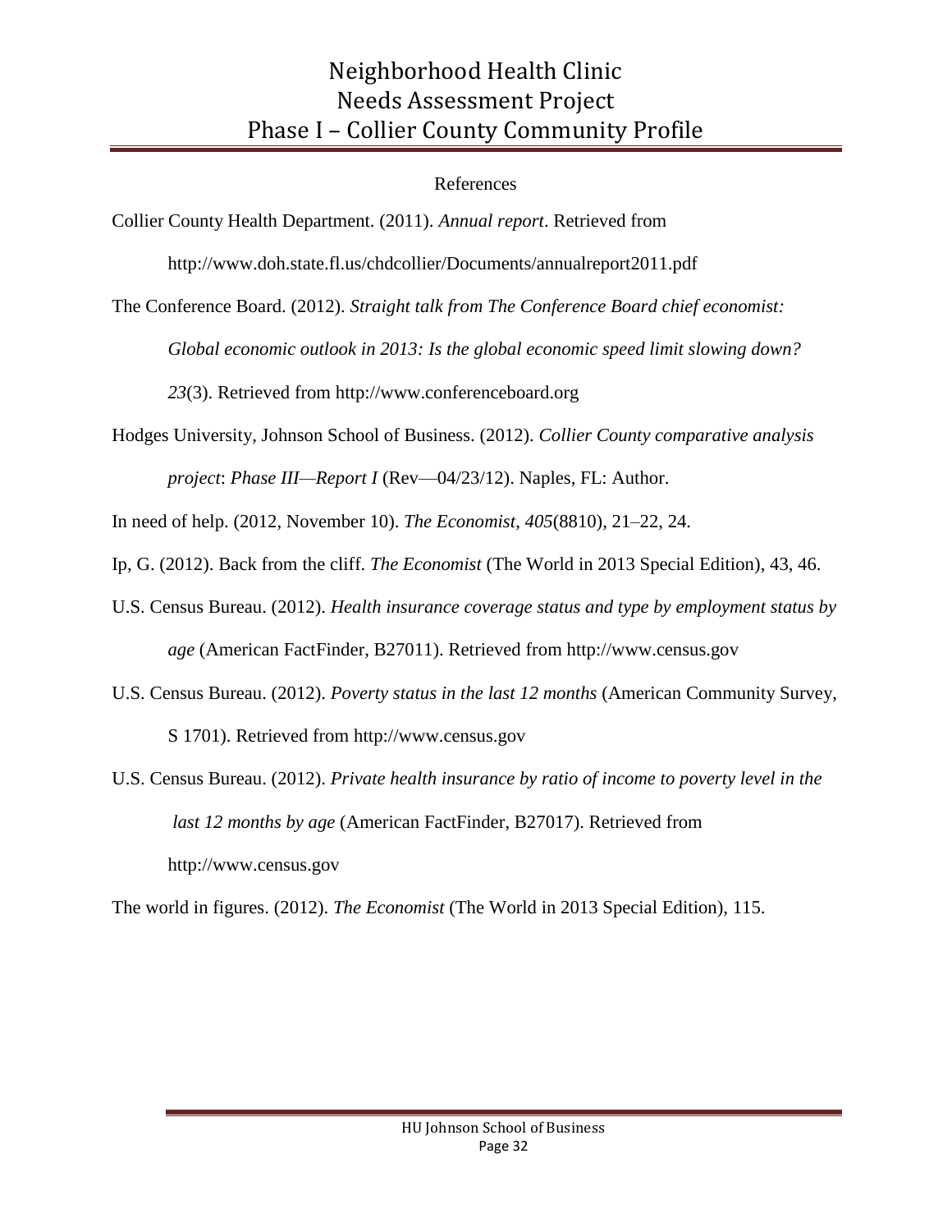## References

Collier County Health Department. (2011). *Annual report*. Retrieved from http://www.doh.state.fl.us/chdcollier/Documents/annualreport2011.pdf

The Conference Board. (2012). *Straight talk from The Conference Board chief economist: Global economic outlook in 2013: Is the global economic speed limit slowing down? 23*(3). Retrieved from http://www.conferenceboard.org

Hodges University, Johnson School of Business. (2012). *Collier County comparative analysis project*: *Phase III—Report I* (Rev—04/23/12). Naples, FL: Author.

In need of help. (2012, November 10). *The Economist*, *405*(8810), 21–22, 24.

Ip, G. (2012). Back from the cliff. *The Economist* (The World in 2013 Special Edition), 43, 46.

U.S. Census Bureau. (2012). *Health insurance coverage status and type by employment status by age* (American FactFinder, B27011). Retrieved from http://www.census.gov

U.S. Census Bureau. (2012). *Poverty status in the last 12 months* (American Community Survey, S 1701). Retrieved from http://www.census.gov

U.S. Census Bureau. (2012). *Private health insurance by ratio of income to poverty level in the last 12 months by age* (American FactFinder, B27017). Retrieved from http://www.census.gov

The world in figures. (2012). *The Economist* (The World in 2013 Special Edition), 115.